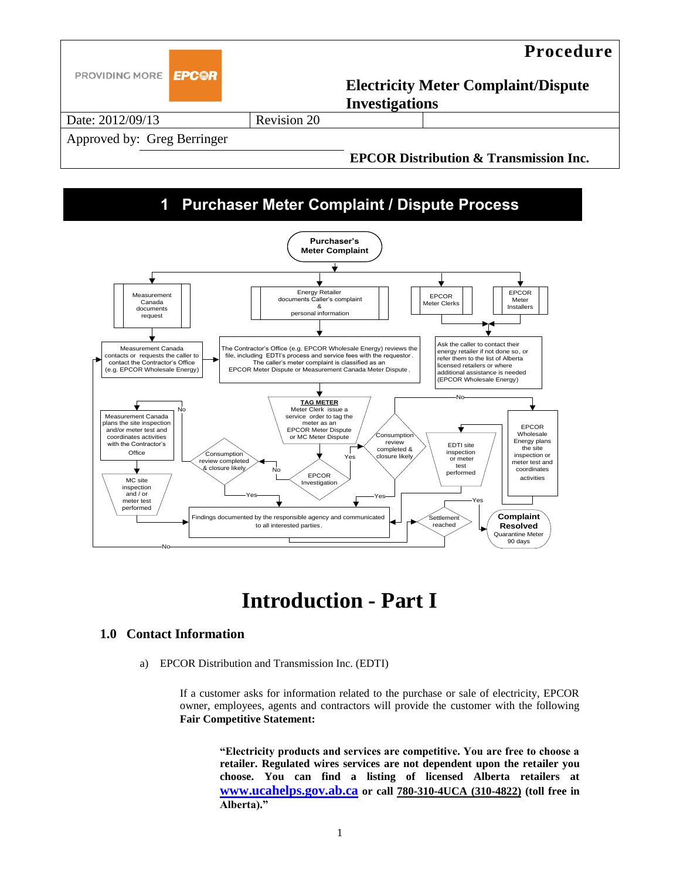| PROVIDING MORE EPCOR | **Procedure** |
|---|---|
| | **Electricity Meter Complaint/Dispute Investigations** |
| Date: 2012/09/13 | Revision 20 |
| Approved by: Greg Berringer | |
| | **EPCOR Distribution & Transmission Inc.** |

# 1 Purchaser Meter Complaint / Dispute Process

**Purchaser's Meter Complaint**

Measurement Canada documents request

Energy Retailer documents Caller's complaint & personal information

EPCOR Meter Clerks

EPCOR Meter Installers

Measurement Canada contacts or requests the caller to contact the Contractor's Office (e.g. EPCOR Wholesale Energy)

The Contractor's Office (e.g. EPCOR Wholesale Energy) reviews the file, including EDTI's process and service fees with the requestor. The caller's meter complaint is classified as an EPCOR Meter Dispute or Measurement Canada Meter Dispute.

Ask the caller to contact their energy retailer if not done so, or refer them to the list of Alberta licensed retailers or where additional assistance is needed (EPCOR Wholesale Energy)

TAG METER Meter Clerk issue a service order to tag the meter as an EPCOR Meter Dispute or MC Meter Dispute

Measurement Canada plans the site inspection and/or meter test and coordinates activities with the Contractor's Office

Consumption review completed & closure likely

EPCOR Investigation

Consumption review completed & closure likely

EDTI site inspection or meter test performed

EPCOR Wholesale Energy plans the site inspection or meter test and coordinates activities

MC site inspection and / or meter test performed

Findings documented by the responsible agency and communicated to all interested parties.

Settlement reached

**Complaint Resolved** Quarantine Meter 90 days

# Introduction - Part I

## 1.0 Contact Information

a) EPCOR Distribution and Transmission Inc. (EDTI)

If a customer asks for information related to the purchase or sale of electricity, EPCOR owner, employees, agents and contractors will provide the customer with the following **Fair Competitive Statement:**

> **"Electricity products and services are competitive. You are free to choose a retailer. Regulated wires services are not dependent upon the retailer you choose. You can find a listing of licensed Alberta retailers at www.ucahelps.gov.ab.ca or call 780-310-4UCA (310-4822) (toll free in Alberta)."**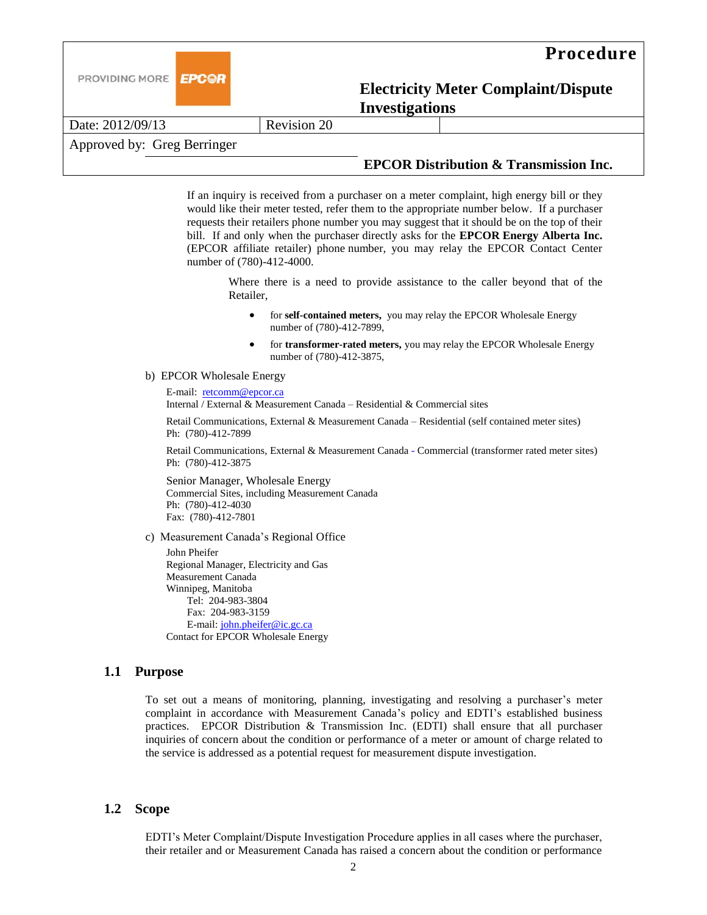If an inquiry is received from a purchaser on a meter complaint, high energy bill or they would like their meter tested, refer them to the appropriate number below. If a purchaser requests their retailers phone number you may suggest that it should be on the top of their bill. If and only when the purchaser directly asks for the **EPCOR Energy Alberta Inc.** (EPCOR affiliate retailer) phone number, you may relay the EPCOR Contact Center number of (780)-412-4000.

Where there is a need to provide assistance to the caller beyond that of the Retailer,

- for **self-contained meters,** you may relay the EPCOR Wholesale Energy number of (780)-412-7899,
- for **transformer-rated meters,** you may relay the EPCOR Wholesale Energy number of (780)-412-3875,

b) EPCOR Wholesale Energy

E-mail: retcomm@epcor.ca
Internal / External & Measurement Canada – Residential & Commercial sites

Retail Communications, External & Measurement Canada – Residential (self contained meter sites)
Ph: (780)-412-7899

Retail Communications, External & Measurement Canada - Commercial (transformer rated meter sites)
Ph: (780)-412-3875

Senior Manager, Wholesale Energy
Commercial Sites, including Measurement Canada
Ph: (780)-412-4030
Fax: (780)-412-7801

c) Measurement Canada's Regional Office

John Pheifer
Regional Manager, Electricity and Gas
Measurement Canada
Winnipeg, Manitoba
Tel: 204-983-3804
Fax: 204-983-3159
E-mail: john.pheifer@ic.gc.ca
Contact for EPCOR Wholesale Energy

## 1.1 Purpose

To set out a means of monitoring, planning, investigating and resolving a purchaser's meter complaint in accordance with Measurement Canada's policy and EDTI's established business practices. EPCOR Distribution & Transmission Inc. (EDTI) shall ensure that all purchaser inquiries of concern about the condition or performance of a meter or amount of charge related to the service is addressed as a potential request for measurement dispute investigation.

## 1.2 Scope

EDTI's Meter Complaint/Dispute Investigation Procedure applies in all cases where the purchaser, their retailer and or Measurement Canada has raised a concern about the condition or performance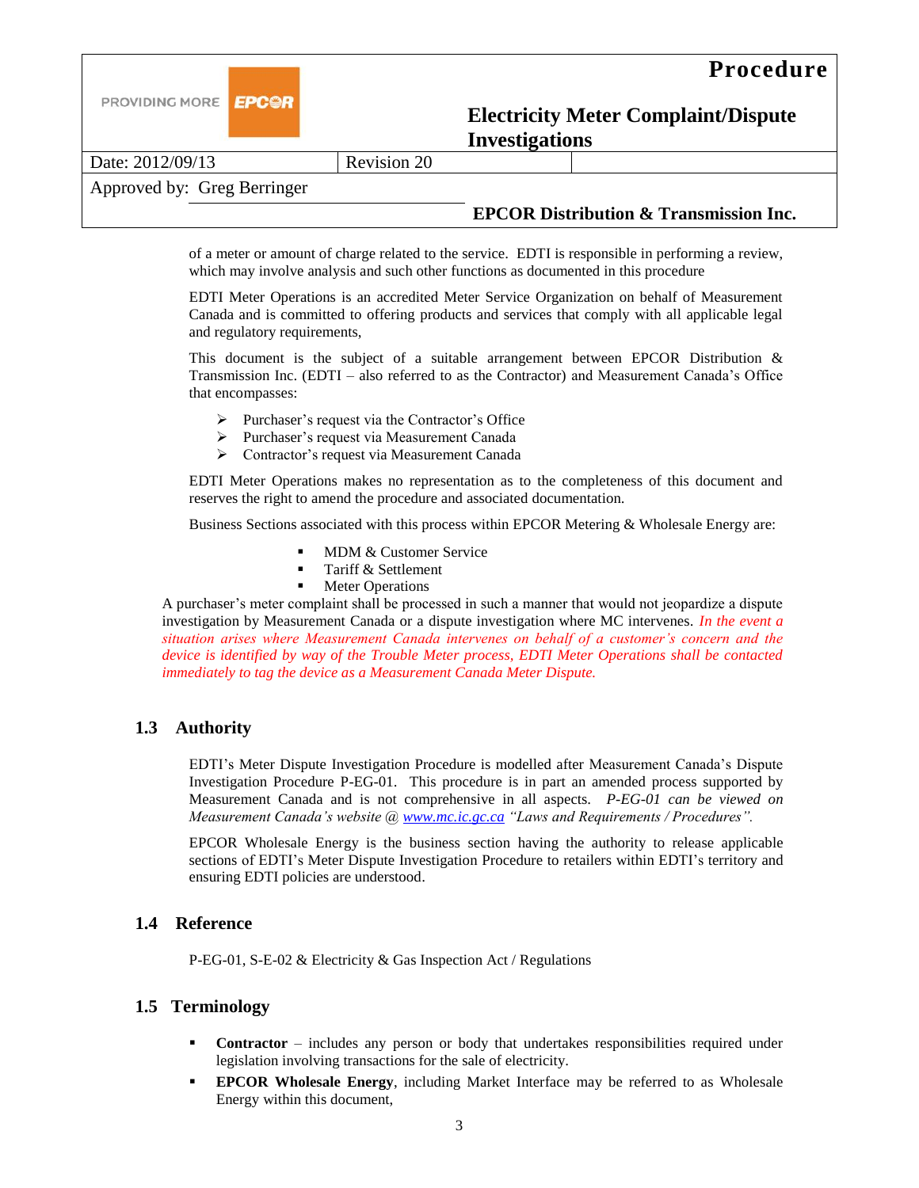of a meter or amount of charge related to the service. EDTI is responsible in performing a review, which may involve analysis and such other functions as documented in this procedure

EDTI Meter Operations is an accredited Meter Service Organization on behalf of Measurement Canada and is committed to offering products and services that comply with all applicable legal and regulatory requirements,

This document is the subject of a suitable arrangement between EPCOR Distribution & Transmission Inc. (EDTI – also referred to as the Contractor) and Measurement Canada's Office that encompasses:

- Purchaser's request via the Contractor's Office
- Purchaser's request via Measurement Canada
- Contractor's request via Measurement Canada

EDTI Meter Operations makes no representation as to the completeness of this document and reserves the right to amend the procedure and associated documentation.

Business Sections associated with this process within EPCOR Metering & Wholesale Energy are:

- MDM & Customer Service
- Tariff & Settlement
- Meter Operations

A purchaser's meter complaint shall be processed in such a manner that would not jeopardize a dispute investigation by Measurement Canada or a dispute investigation where MC intervenes. *In the event a situation arises where Measurement Canada intervenes on behalf of a customer's concern and the device is identified by way of the Trouble Meter process, EDTI Meter Operations shall be contacted immediately to tag the device as a Measurement Canada Meter Dispute.*

## 1.3 Authority

EDTI's Meter Dispute Investigation Procedure is modelled after Measurement Canada's Dispute Investigation Procedure P-EG-01. This procedure is in part an amended process supported by Measurement Canada and is not comprehensive in all aspects. *P-EG-01 can be viewed on Measurement Canada's website @ www.mc.ic.gc.ca "Laws and Requirements / Procedures".*

EPCOR Wholesale Energy is the business section having the authority to release applicable sections of EDTI's Meter Dispute Investigation Procedure to retailers within EDTI's territory and ensuring EDTI policies are understood.

## 1.4 Reference

P-EG-01, S-E-02 & Electricity & Gas Inspection Act / Regulations

## 1.5 Terminology

- **Contractor** – includes any person or body that undertakes responsibilities required under legislation involving transactions for the sale of electricity.
- **EPCOR Wholesale Energy**, including Market Interface may be referred to as Wholesale Energy within this document,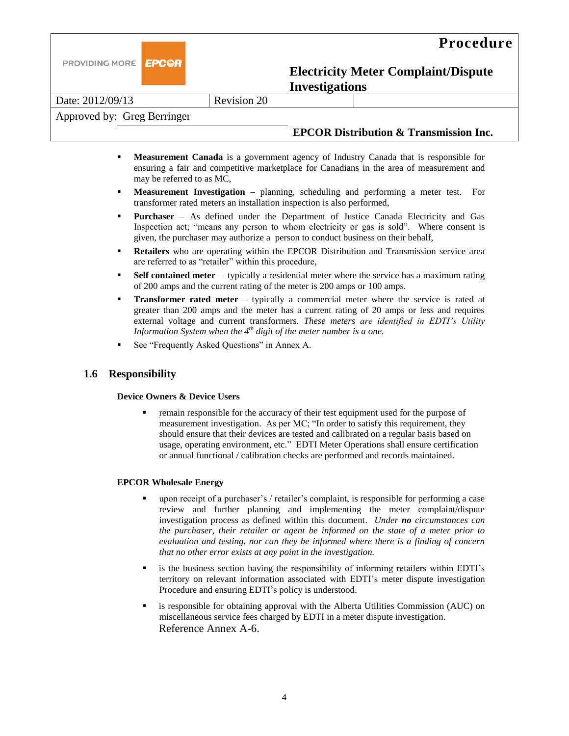- **Measurement Canada** is a government agency of Industry Canada that is responsible for ensuring a fair and competitive marketplace for Canadians in the area of measurement and may be referred to as MC,
- **Measurement Investigation –** planning, scheduling and performing a meter test. For transformer rated meters an installation inspection is also performed,
- **Purchaser** – As defined under the Department of Justice Canada Electricity and Gas Inspection act; "means any person to whom electricity or gas is sold". Where consent is given, the purchaser may authorize a person to conduct business on their behalf,
- **Retailers** who are operating within the EPCOR Distribution and Transmission service area are referred to as "retailer" within this procedure,
- **Self contained meter** – typically a residential meter where the service has a maximum rating of 200 amps and the current rating of the meter is 200 amps or 100 amps.
- **Transformer rated meter** – typically a commercial meter where the service is rated at greater than 200 amps and the meter has a current rating of 20 amps or less and requires external voltage and current transformers. *These meters are identified in EDTI's Utility Information System when the 4th digit of the meter number is a one.*
- See "Frequently Asked Questions" in Annex A.

## 1.6 Responsibility

**Device Owners & Device Users**

- remain responsible for the accuracy of their test equipment used for the purpose of measurement investigation. As per MC; "In order to satisfy this requirement, they should ensure that their devices are tested and calibrated on a regular basis based on usage, operating environment, etc." EDTI Meter Operations shall ensure certification or annual functional / calibration checks are performed and records maintained.

**EPCOR Wholesale Energy**

- upon receipt of a purchaser's / retailer's complaint, is responsible for performing a case review and further planning and implementing the meter complaint/dispute investigation process as defined within this document. *Under **no** circumstances can the purchaser, their retailer or agent be informed on the state of a meter prior to evaluation and testing, nor can they be informed where there is a finding of concern that no other error exists at any point in the investigation.*
- is the business section having the responsibility of informing retailers within EDTI's territory on relevant information associated with EDTI's meter dispute investigation Procedure and ensuring EDTI's policy is understood.
- is responsible for obtaining approval with the Alberta Utilities Commission (AUC) on miscellaneous service fees charged by EDTI in a meter dispute investigation. Reference Annex A-6.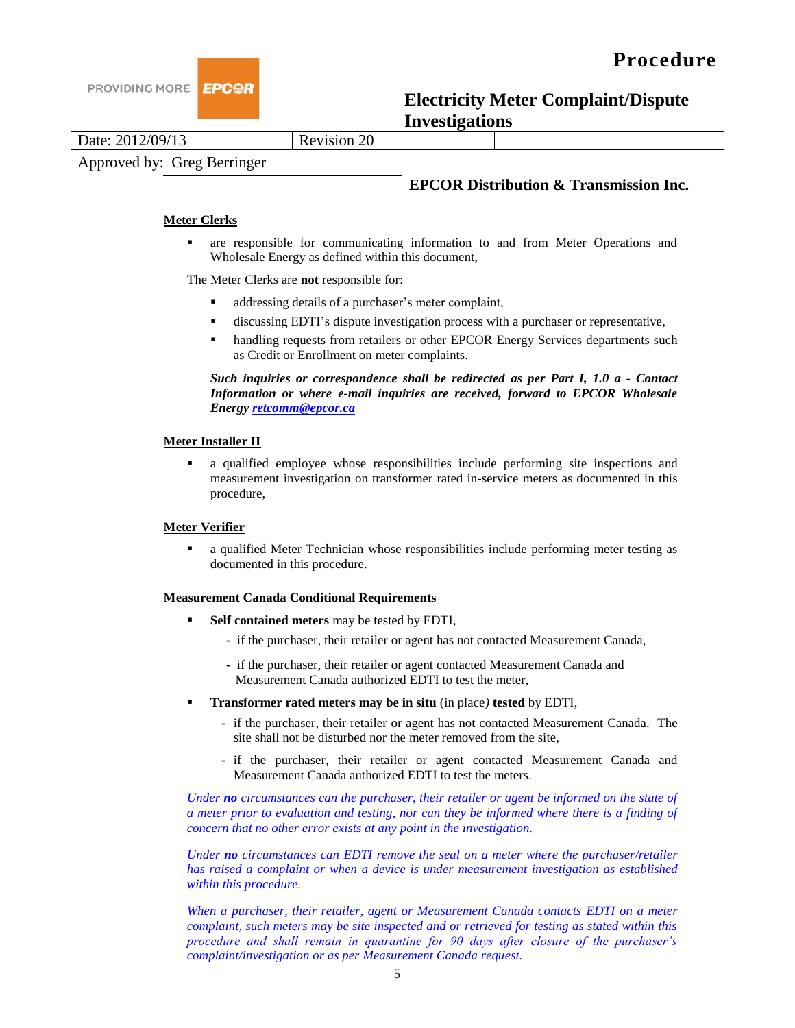**Meter Clerks**

- are responsible for communicating information to and from Meter Operations and Wholesale Energy as defined within this document,

The Meter Clerks are **not** responsible for:

- addressing details of a purchaser's meter complaint,
- discussing EDTI's dispute investigation process with a purchaser or representative,
- handling requests from retailers or other EPCOR Energy Services departments such as Credit or Enrollment on meter complaints.

***Such inquiries or correspondence shall be redirected as per Part I, 1.0 a - Contact Information or where e-mail inquiries are received, forward to EPCOR Wholesale Energy [retcomm@epcor.ca](mailto:retcomm@epcor.ca)***

**Meter Installer II**

- a qualified employee whose responsibilities include performing site inspections and measurement investigation on transformer rated in-service meters as documented in this procedure,

**Meter Verifier**

- a qualified Meter Technician whose responsibilities include performing meter testing as documented in this procedure.

**Measurement Canada Conditional Requirements**

- **Self contained meters** may be tested by EDTI,
  - if the purchaser, their retailer or agent has not contacted Measurement Canada,
  - if the purchaser, their retailer or agent contacted Measurement Canada and Measurement Canada authorized EDTI to test the meter,
- **Transformer rated meters may be in situ** (in place*)* **tested** by EDTI,
  - if the purchaser, their retailer or agent has not contacted Measurement Canada. The site shall not be disturbed nor the meter removed from the site,
  - if the purchaser, their retailer or agent contacted Measurement Canada and Measurement Canada authorized EDTI to test the meters.

*Under **no** circumstances can the purchaser, their retailer or agent be informed on the state of a meter prior to evaluation and testing, nor can they be informed where there is a finding of concern that no other error exists at any point in the investigation.*

*Under **no** circumstances can EDTI remove the seal on a meter where the purchaser/retailer has raised a complaint or when a device is under measurement investigation as established within this procedure.*

*When a purchaser, their retailer, agent or Measurement Canada contacts EDTI on a meter complaint, such meters may be site inspected and or retrieved for testing as stated within this procedure and shall remain in quarantine for 90 days after closure of the purchaser's complaint/investigation or as per Measurement Canada request.*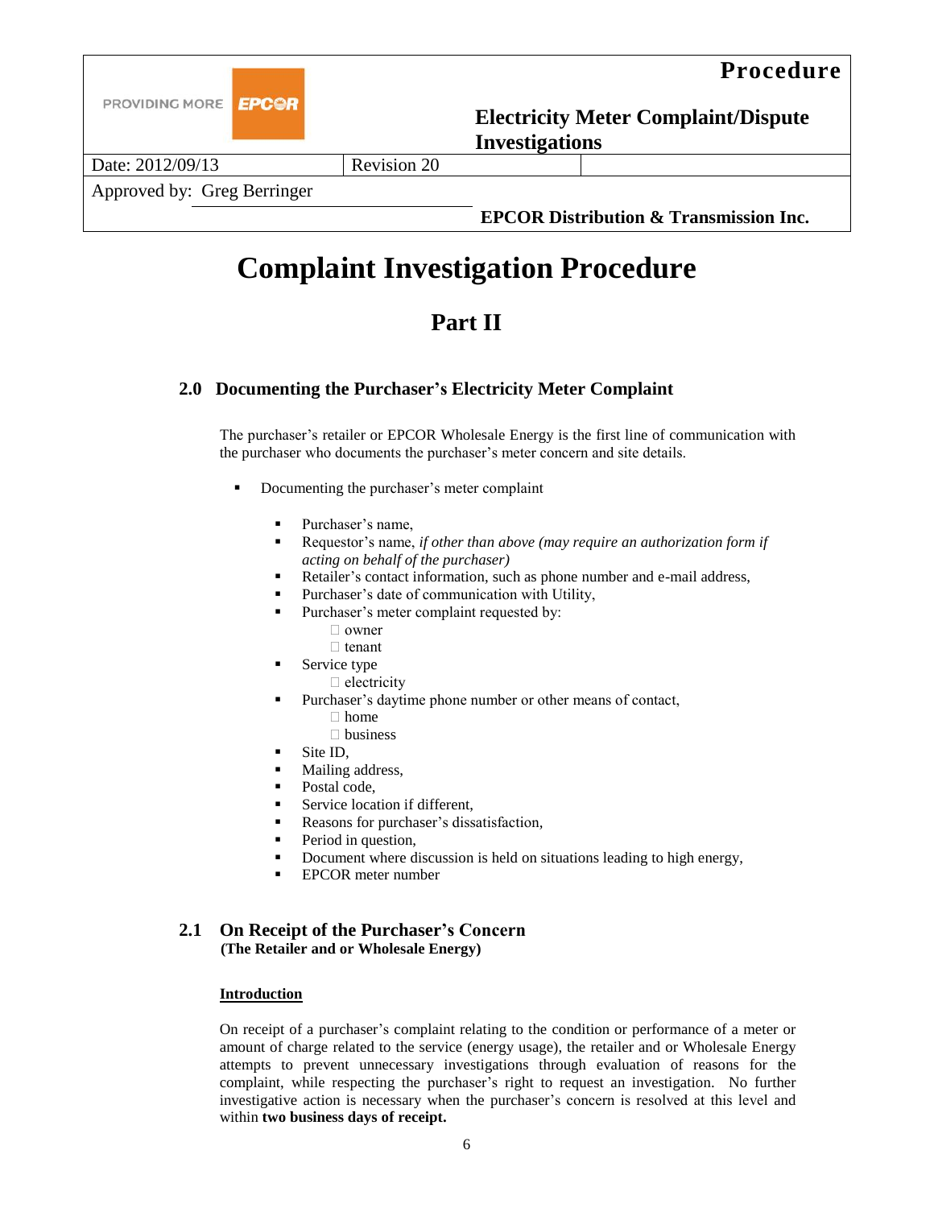# Complaint Investigation Procedure

## Part II

### 2.0 Documenting the Purchaser's Electricity Meter Complaint

The purchaser's retailer or EPCOR Wholesale Energy is the first line of communication with the purchaser who documents the purchaser's meter concern and site details.

- Documenting the purchaser's meter complaint
  - Purchaser's name,
  - Requestor's name, *if other than above (may require an authorization form if acting on behalf of the purchaser)*
  - Retailer's contact information, such as phone number and e-mail address,
  - Purchaser's date of communication with Utility,
  - Purchaser's meter complaint requested by:
    - ☐ owner
    - ☐ tenant
  - Service type
    - ☐ electricity
  - Purchaser's daytime phone number or other means of contact,
    - ☐ home
    - ☐ business
  - Site ID,
  - Mailing address,
  - Postal code,
  - Service location if different,
  - Reasons for purchaser's dissatisfaction,
  - Period in question,
  - Document where discussion is held on situations leading to high energy,
  - EPCOR meter number

### 2.1 On Receipt of the Purchaser's Concern

**(The Retailer and or Wholesale Energy)**

**Introduction**

On receipt of a purchaser's complaint relating to the condition or performance of a meter or amount of charge related to the service (energy usage), the retailer and or Wholesale Energy attempts to prevent unnecessary investigations through evaluation of reasons for the complaint, while respecting the purchaser's right to request an investigation. No further investigative action is necessary when the purchaser's concern is resolved at this level and within **two business days of receipt.**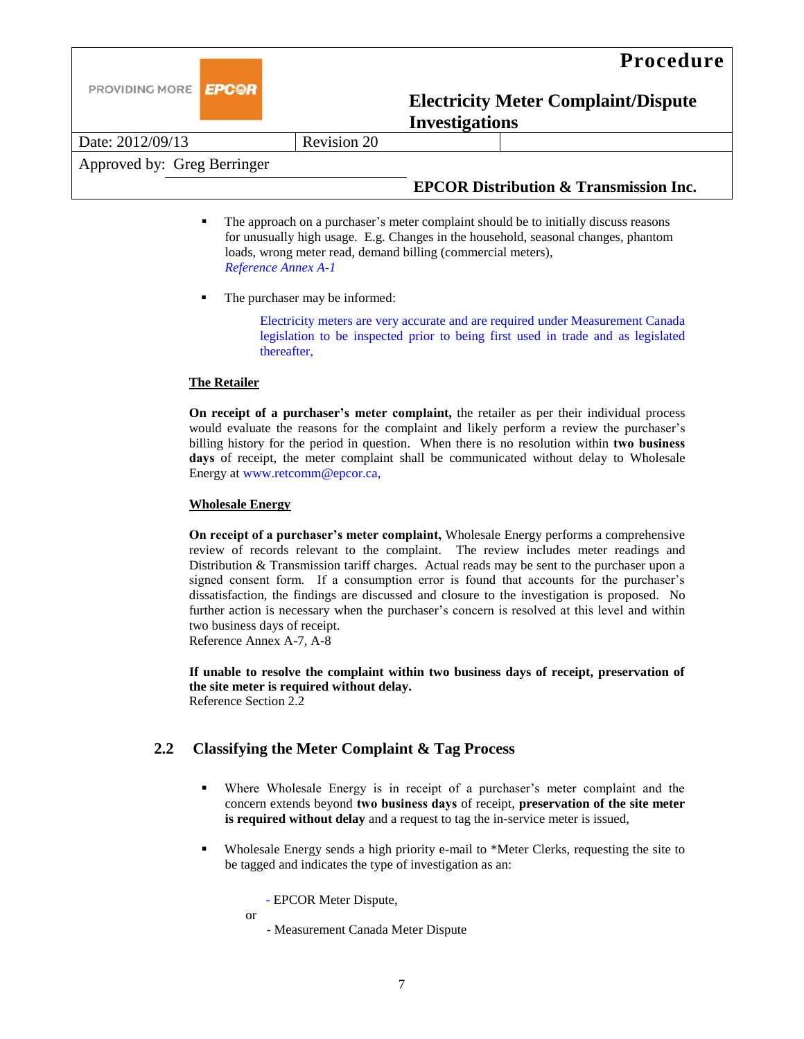- The approach on a purchaser's meter complaint should be to initially discuss reasons for unusually high usage. E.g. Changes in the household, seasonal changes, phantom loads, wrong meter read, demand billing (commercial meters),
  *Reference Annex A-1*

- The purchaser may be informed:

  Electricity meters are very accurate and are required under Measurement Canada legislation to be inspected prior to being first used in trade and as legislated thereafter,

**The Retailer**

**On receipt of a purchaser's meter complaint,** the retailer as per their individual process would evaluate the reasons for the complaint and likely perform a review the purchaser's billing history for the period in question. When there is no resolution within **two business days** of receipt, the meter complaint shall be communicated without delay to Wholesale Energy at www.retcomm@epcor.ca,

**Wholesale Energy**

**On receipt of a purchaser's meter complaint,** Wholesale Energy performs a comprehensive review of records relevant to the complaint. The review includes meter readings and Distribution & Transmission tariff charges. Actual reads may be sent to the purchaser upon a signed consent form. If a consumption error is found that accounts for the purchaser's dissatisfaction, the findings are discussed and closure to the investigation is proposed. No further action is necessary when the purchaser's concern is resolved at this level and within two business days of receipt.
Reference Annex A-7, A-8

**If unable to resolve the complaint within two business days of receipt, preservation of the site meter is required without delay.**
Reference Section 2.2

## 2.2 Classifying the Meter Complaint & Tag Process

- Where Wholesale Energy is in receipt of a purchaser's meter complaint and the concern extends beyond **two business days** of receipt, **preservation of the site meter is required without delay** and a request to tag the in-service meter is issued,

- Wholesale Energy sends a high priority e-mail to *Meter Clerks, requesting the site to be tagged and indicates the type of investigation as an:

  - EPCOR Meter Dispute,

  or

  - Measurement Canada Meter Dispute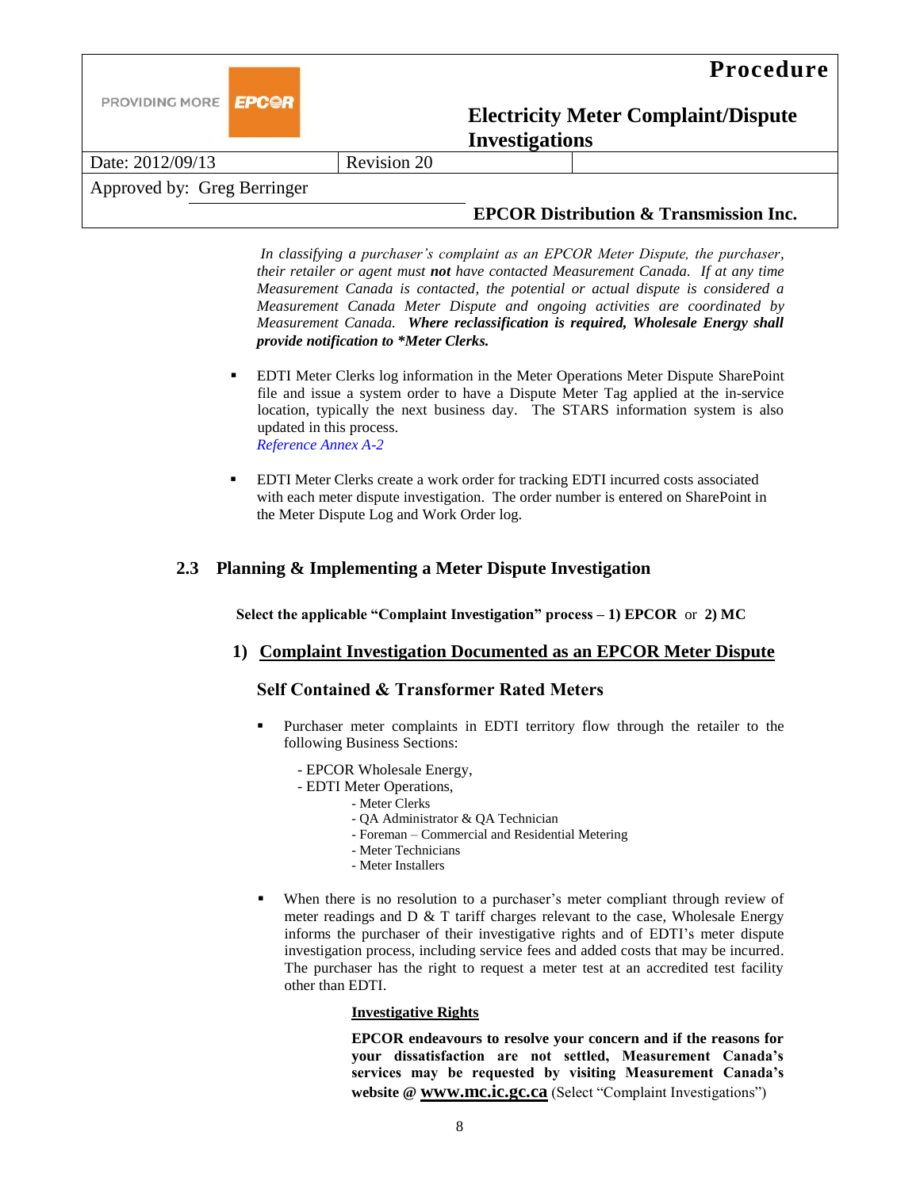*In classifying a purchaser's complaint as an EPCOR Meter Dispute, the purchaser, their retailer or agent must **not** have contacted Measurement Canada. If at any time Measurement Canada is contacted, the potential or actual dispute is considered a Measurement Canada Meter Dispute and ongoing activities are coordinated by Measurement Canada. **Where reclassification is required, Wholesale Energy shall provide notification to *Meter Clerks.***

- EDTI Meter Clerks log information in the Meter Operations Meter Dispute SharePoint file and issue a system order to have a Dispute Meter Tag applied at the in-service location, typically the next business day. The STARS information system is also updated in this process.
  *Reference Annex A-2*

- EDTI Meter Clerks create a work order for tracking EDTI incurred costs associated with each meter dispute investigation. The order number is entered on SharePoint in the Meter Dispute Log and Work Order log.

## 2.3 Planning & Implementing a Meter Dispute Investigation

**Select the applicable "Complaint Investigation" process – 1) EPCOR** or **2) MC**

### 1) Complaint Investigation Documented as an EPCOR Meter Dispute

### Self Contained & Transformer Rated Meters

- Purchaser meter complaints in EDTI territory flow through the retailer to the following Business Sections:

  - EPCOR Wholesale Energy,
  - EDTI Meter Operations,
    - Meter Clerks
    - QA Administrator & QA Technician
    - Foreman – Commercial and Residential Metering
    - Meter Technicians
    - Meter Installers

- When there is no resolution to a purchaser's meter compliant through review of meter readings and D & T tariff charges relevant to the case, Wholesale Energy informs the purchaser of their investigative rights and of EDTI's meter dispute investigation process, including service fees and added costs that may be incurred. The purchaser has the right to request a meter test at an accredited test facility other than EDTI.

  **Investigative Rights**

  **EPCOR endeavours to resolve your concern and if the reasons for your dissatisfaction are not settled, Measurement Canada's services may be requested by visiting Measurement Canada's website @ www.mc.ic.gc.ca** (Select "Complaint Investigations")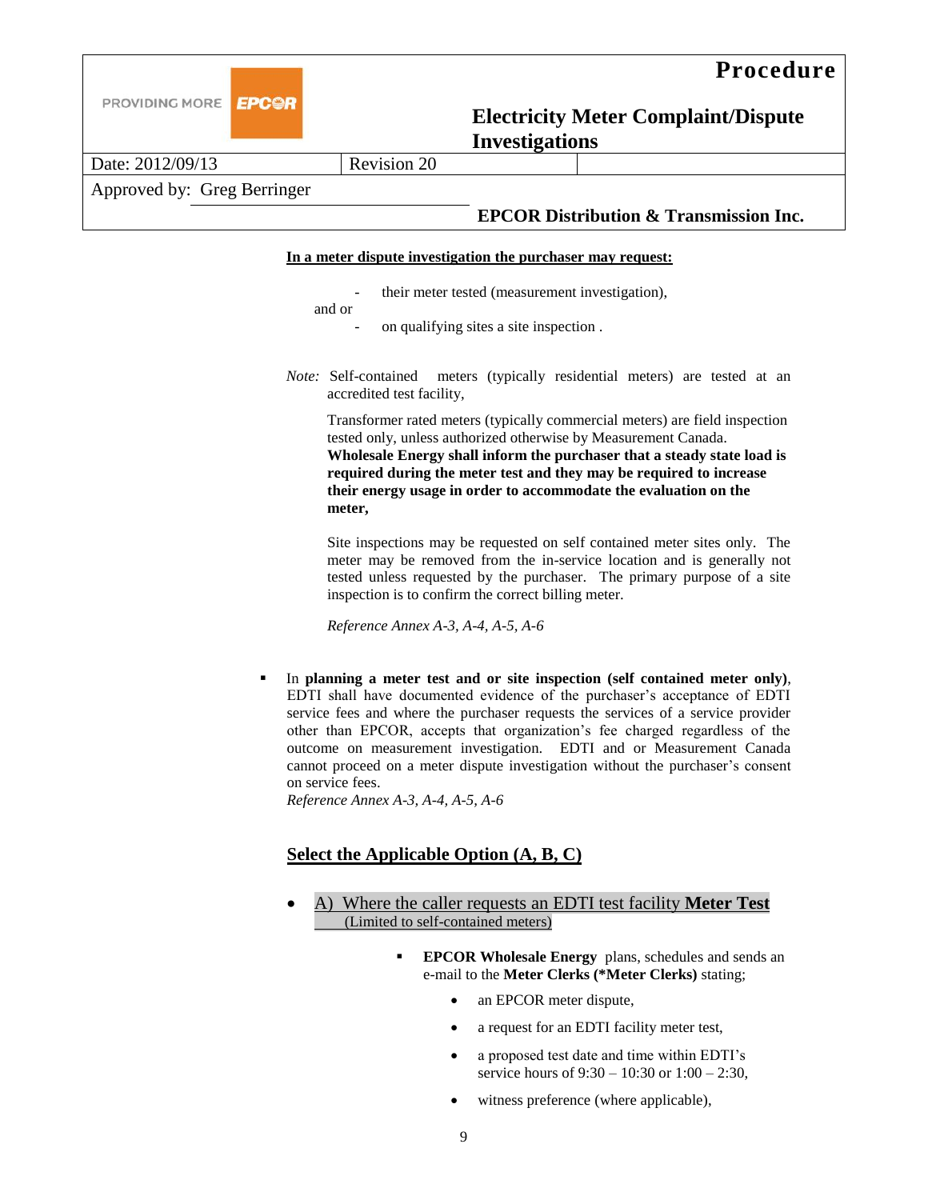**In a meter dispute investigation the purchaser may request:**

- their meter tested (measurement investigation),

and or

- on qualifying sites a site inspection .

*Note:* Self-contained meters (typically residential meters) are tested at an accredited test facility,

Transformer rated meters (typically commercial meters) are field inspection tested only, unless authorized otherwise by Measurement Canada. **Wholesale Energy shall inform the purchaser that a steady state load is required during the meter test and they may be required to increase their energy usage in order to accommodate the evaluation on the meter,**

Site inspections may be requested on self contained meter sites only. The meter may be removed from the in-service location and is generally not tested unless requested by the purchaser. The primary purpose of a site inspection is to confirm the correct billing meter.

*Reference Annex A-3, A-4, A-5, A-6*

- In **planning a meter test and or site inspection (self contained meter only)**, EDTI shall have documented evidence of the purchaser's acceptance of EDTI service fees and where the purchaser requests the services of a service provider other than EPCOR, accepts that organization's fee charged regardless of the outcome on measurement investigation. EDTI and or Measurement Canada cannot proceed on a meter dispute investigation without the purchaser's consent on service fees.
*Reference Annex A-3, A-4, A-5, A-6*

## Select the Applicable Option (A, B, C)

- A) Where the caller requests an EDTI test facility **Meter Test** (Limited to self-contained meters)
  - **EPCOR Wholesale Energy** plans, schedules and sends an e-mail to the **Meter Clerks (*Meter Clerks)** stating;
    - an EPCOR meter dispute,
    - a request for an EDTI facility meter test,
    - a proposed test date and time within EDTI's service hours of 9:30 – 10:30 or 1:00 – 2:30,
    - witness preference (where applicable),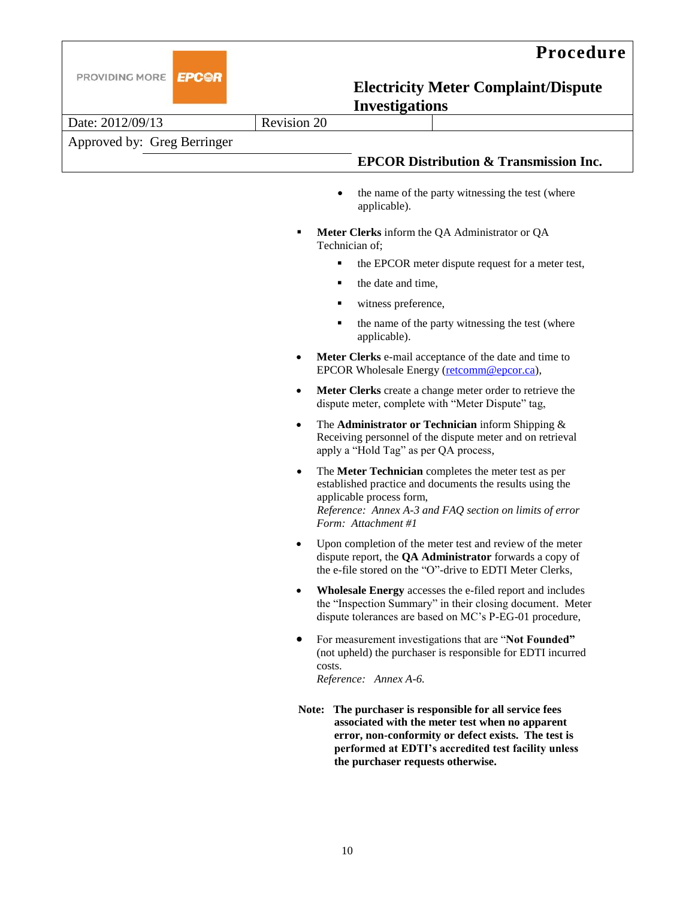- the name of the party witnessing the test (where applicable).

- **Meter Clerks** inform the QA Administrator or QA Technician of;
  - the EPCOR meter dispute request for a meter test,
  - the date and time,
  - witness preference,
  - the name of the party witnessing the test (where applicable).

- **Meter Clerks** e-mail acceptance of the date and time to EPCOR Wholesale Energy (retcomm@epcor.ca),

- **Meter Clerks** create a change meter order to retrieve the dispute meter, complete with "Meter Dispute" tag,

- The **Administrator or Technician** inform Shipping & Receiving personnel of the dispute meter and on retrieval apply a "Hold Tag" as per QA process,

- The **Meter Technician** completes the meter test as per established practice and documents the results using the applicable process form,
  *Reference: Annex A-3 and FAQ section on limits of error*
  *Form: Attachment #1*

- Upon completion of the meter test and review of the meter dispute report, the **QA Administrator** forwards a copy of the e-file stored on the "O"-drive to EDTI Meter Clerks,

- **Wholesale Energy** accesses the e-filed report and includes the "Inspection Summary" in their closing document. Meter dispute tolerances are based on MC's P-EG-01 procedure,

- For measurement investigations that are "**Not Founded"** (not upheld) the purchaser is responsible for EDTI incurred costs.
  *Reference: Annex A-6.*

**Note: The purchaser is responsible for all service fees associated with the meter test when no apparent error, non-conformity or defect exists. The test is performed at EDTI's accredited test facility unless the purchaser requests otherwise.**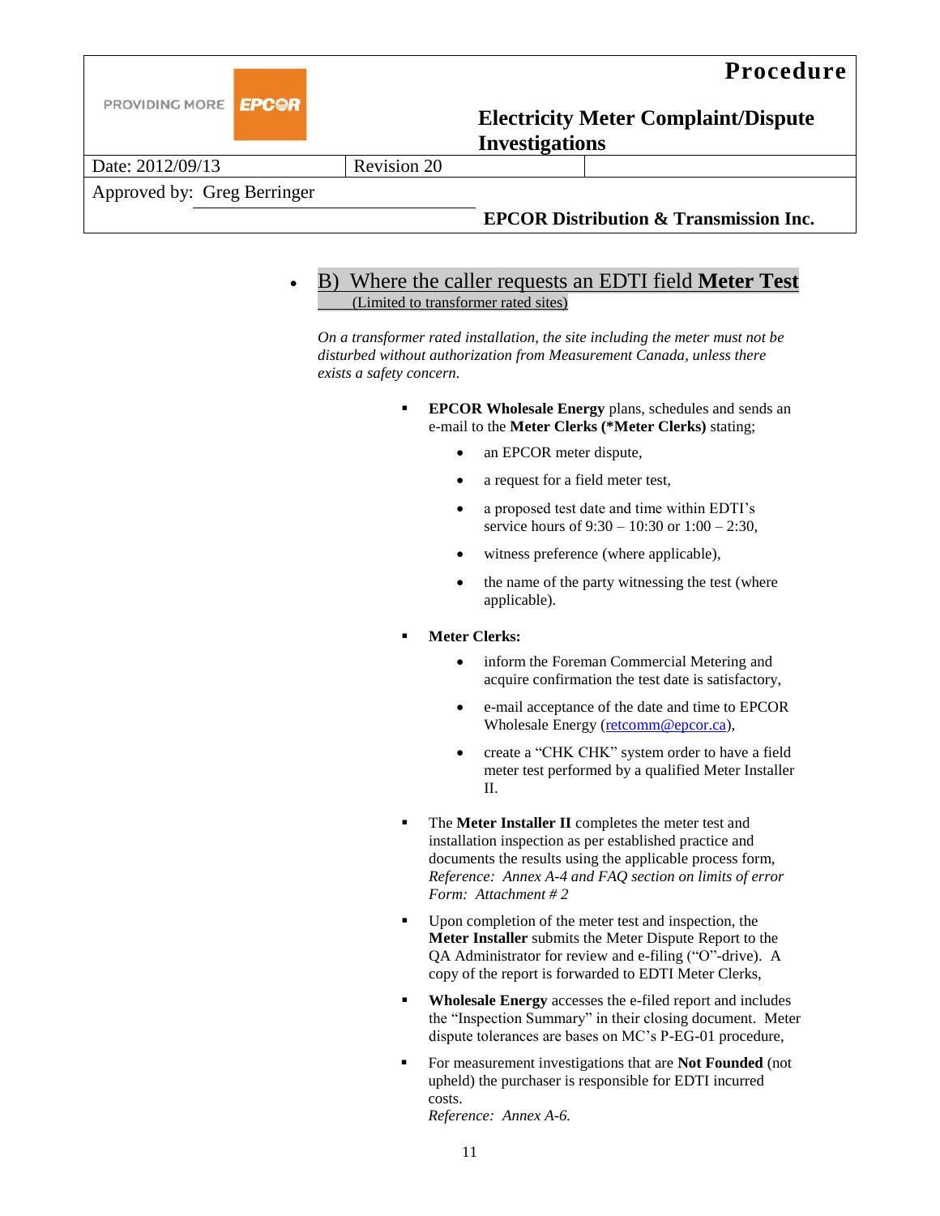- B) Where the caller requests an EDTI field **Meter Test** (Limited to transformer rated sites)

*On a transformer rated installation, the site including the meter must not be disturbed without authorization from Measurement Canada, unless there exists a safety concern.*

- **EPCOR Wholesale Energy** plans, schedules and sends an e-mail to the **Meter Clerks (*Meter Clerks)** stating;
  - an EPCOR meter dispute,
  - a request for a field meter test,
  - a proposed test date and time within EDTI's service hours of 9:30 – 10:30 or 1:00 – 2:30,
  - witness preference (where applicable),
  - the name of the party witnessing the test (where applicable).
- **Meter Clerks:**
  - inform the Foreman Commercial Metering and acquire confirmation the test date is satisfactory,
  - e-mail acceptance of the date and time to EPCOR Wholesale Energy (retcomm@epcor.ca),
  - create a "CHK CHK" system order to have a field meter test performed by a qualified Meter Installer II.
- The **Meter Installer II** completes the meter test and installation inspection as per established practice and documents the results using the applicable process form,
  *Reference: Annex A-4 and FAQ section on limits of error*
  *Form: Attachment # 2*
- Upon completion of the meter test and inspection, the **Meter Installer** submits the Meter Dispute Report to the QA Administrator for review and e-filing ("O"-drive). A copy of the report is forwarded to EDTI Meter Clerks,
- **Wholesale Energy** accesses the e-filed report and includes the "Inspection Summary" in their closing document. Meter dispute tolerances are bases on MC's P-EG-01 procedure,
- For measurement investigations that are **Not Founded** (not upheld) the purchaser is responsible for EDTI incurred costs.
  *Reference: Annex A-6.*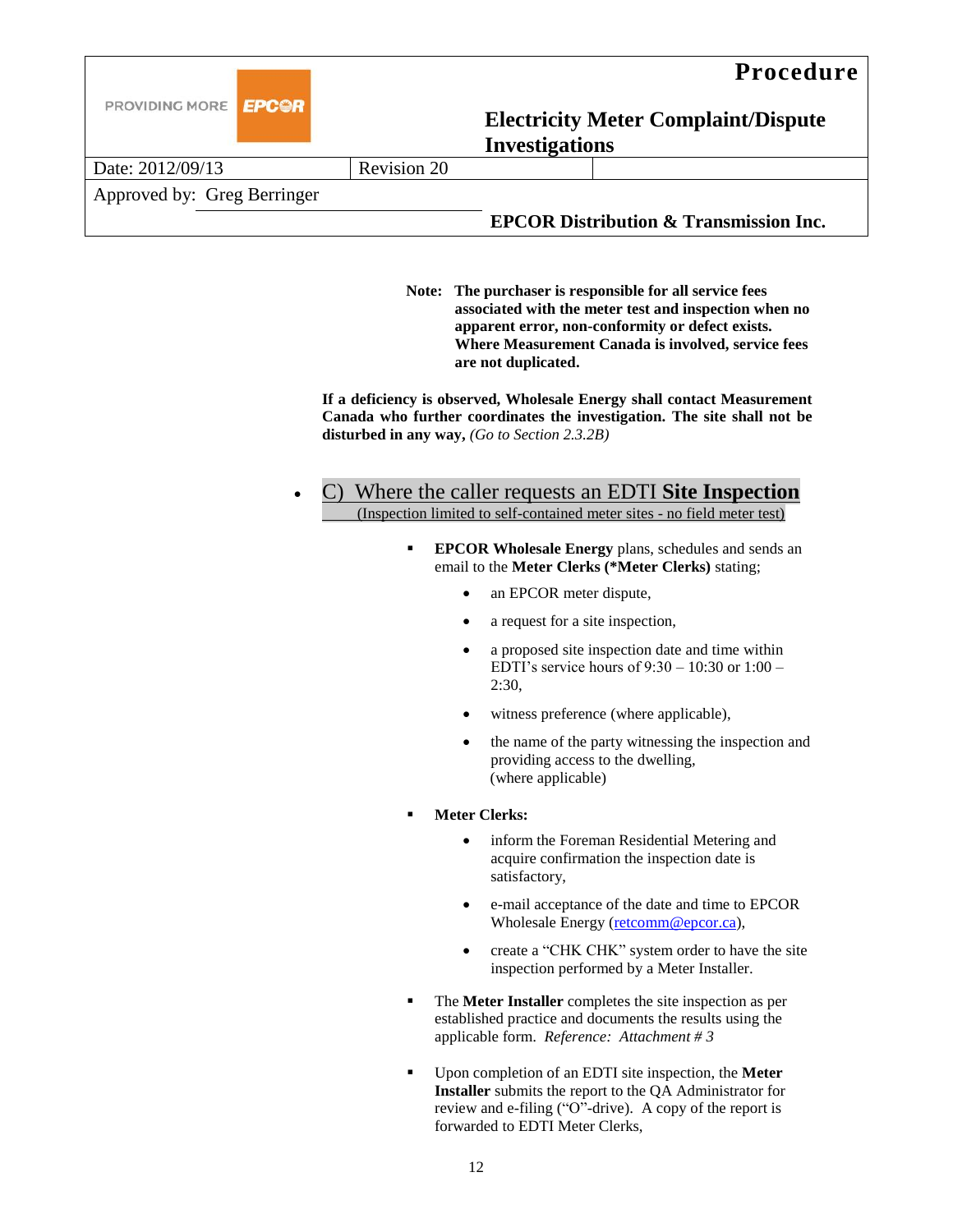**Note: The purchaser is responsible for all service fees associated with the meter test and inspection when no apparent error, non-conformity or defect exists. Where Measurement Canada is involved, service fees are not duplicated.**

**If a deficiency is observed, Wholesale Energy shall contact Measurement Canada who further coordinates the investigation. The site shall not be disturbed in any way,** *(Go to Section 2.3.2B)*

- C) Where the caller requests an EDTI **Site Inspection**
  (Inspection limited to self-contained meter sites - no field meter test)

  - **EPCOR Wholesale Energy** plans, schedules and sends an email to the **Meter Clerks (*Meter Clerks)** stating;
    - an EPCOR meter dispute,
    - a request for a site inspection,
    - a proposed site inspection date and time within EDTI's service hours of 9:30 – 10:30 or 1:00 – 2:30,
    - witness preference (where applicable),
    - the name of the party witnessing the inspection and providing access to the dwelling, (where applicable)
  - **Meter Clerks:**
    - inform the Foreman Residential Metering and acquire confirmation the inspection date is satisfactory,
    - e-mail acceptance of the date and time to EPCOR Wholesale Energy (retcomm@epcor.ca),
    - create a "CHK CHK" system order to have the site inspection performed by a Meter Installer.
  - The **Meter Installer** completes the site inspection as per established practice and documents the results using the applicable form. *Reference: Attachment # 3*
  - Upon completion of an EDTI site inspection, the **Meter Installer** submits the report to the QA Administrator for review and e-filing ("O"-drive). A copy of the report is forwarded to EDTI Meter Clerks,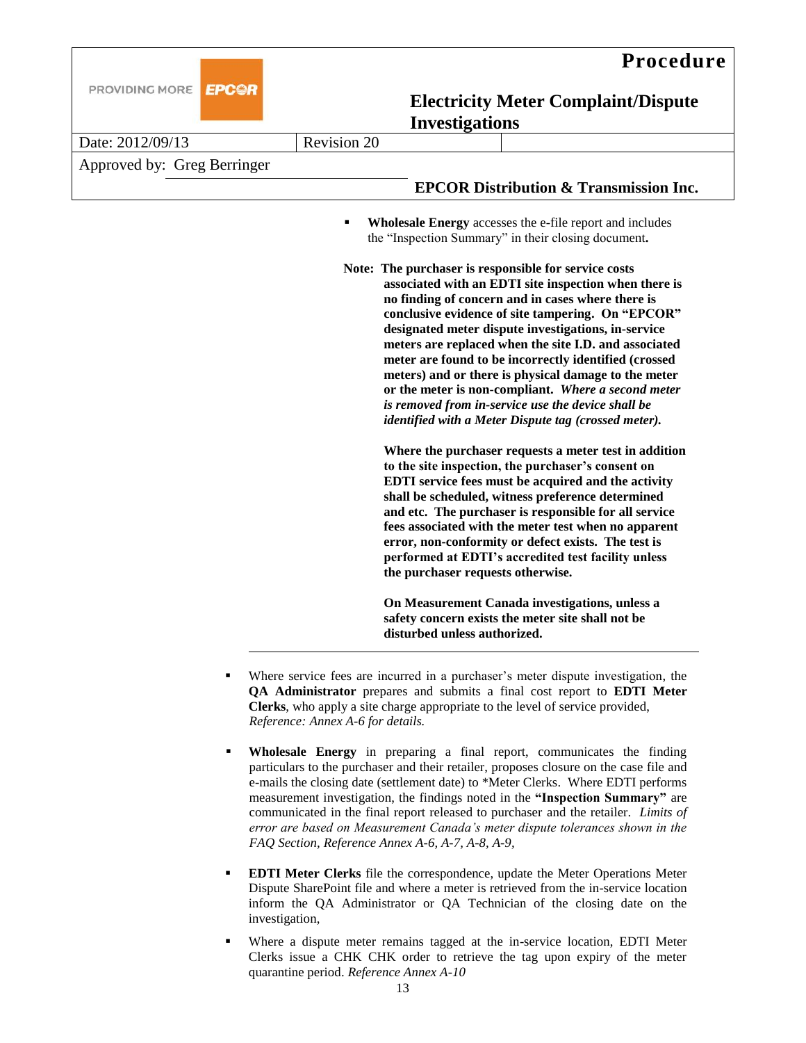- **Wholesale Energy** accesses the e-file report and includes the "Inspection Summary" in their closing document**.**

**Note: The purchaser is responsible for service costs associated with an EDTI site inspection when there is no finding of concern and in cases where there is conclusive evidence of site tampering. On "EPCOR" designated meter dispute investigations, in-service meters are replaced when the site I.D. and associated meter are found to be incorrectly identified (crossed meters) and or there is physical damage to the meter or the meter is non-compliant.** ***Where a second meter is removed from in-service use the device shall be identified with a Meter Dispute tag (crossed meter).***

**Where the purchaser requests a meter test in addition to the site inspection, the purchaser's consent on EDTI service fees must be acquired and the activity shall be scheduled, witness preference determined and etc. The purchaser is responsible for all service fees associated with the meter test when no apparent error, non-conformity or defect exists. The test is performed at EDTI's accredited test facility unless the purchaser requests otherwise.**

**On Measurement Canada investigations, unless a safety concern exists the meter site shall not be disturbed unless authorized.**

---

- Where service fees are incurred in a purchaser's meter dispute investigation, the **QA Administrator** prepares and submits a final cost report to **EDTI Meter Clerks**, who apply a site charge appropriate to the level of service provided, *Reference: Annex A-6 for details.*

- **Wholesale Energy** in preparing a final report, communicates the finding particulars to the purchaser and their retailer, proposes closure on the case file and e-mails the closing date (settlement date) to *Meter Clerks. Where EDTI performs measurement investigation, the findings noted in the **"Inspection Summary"** are communicated in the final report released to purchaser and the retailer. *Limits of error are based on Measurement Canada's meter dispute tolerances shown in the FAQ Section, Reference Annex A-6, A-7, A-8, A-9,*

- **EDTI Meter Clerks** file the correspondence, update the Meter Operations Meter Dispute SharePoint file and where a meter is retrieved from the in-service location inform the QA Administrator or QA Technician of the closing date on the investigation,

- Where a dispute meter remains tagged at the in-service location, EDTI Meter Clerks issue a CHK CHK order to retrieve the tag upon expiry of the meter quarantine period. *Reference Annex A-10*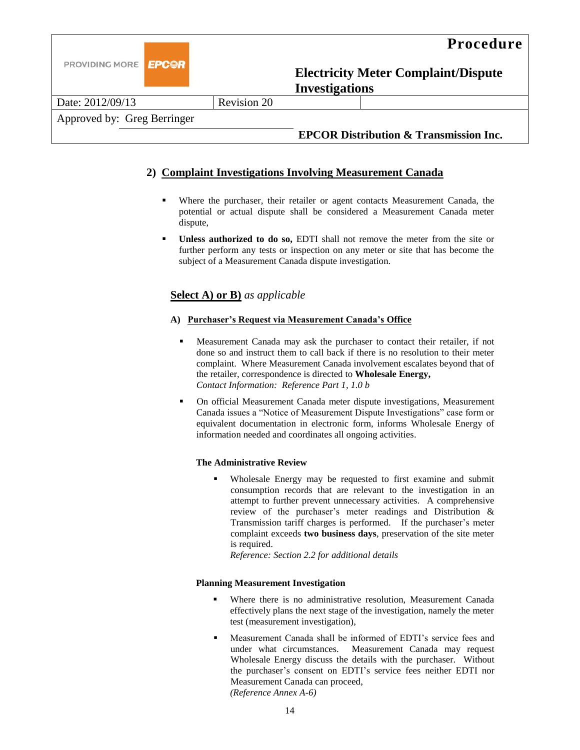## 2) Complaint Investigations Involving Measurement Canada

- Where the purchaser, their retailer or agent contacts Measurement Canada, the potential or actual dispute shall be considered a Measurement Canada meter dispute,
- **Unless authorized to do so,** EDTI shall not remove the meter from the site or further perform any tests or inspection on any meter or site that has become the subject of a Measurement Canada dispute investigation.

### Select A) or B) *as applicable*

#### A) Purchaser's Request via Measurement Canada's Office

- Measurement Canada may ask the purchaser to contact their retailer, if not done so and instruct them to call back if there is no resolution to their meter complaint. Where Measurement Canada involvement escalates beyond that of the retailer, correspondence is directed to **Wholesale Energy,**
  *Contact Information: Reference Part 1, 1.0 b*
- On official Measurement Canada meter dispute investigations, Measurement Canada issues a "Notice of Measurement Dispute Investigations" case form or equivalent documentation in electronic form, informs Wholesale Energy of information needed and coordinates all ongoing activities.

**The Administrative Review**

- Wholesale Energy may be requested to first examine and submit consumption records that are relevant to the investigation in an attempt to further prevent unnecessary activities. A comprehensive review of the purchaser's meter readings and Distribution & Transmission tariff charges is performed. If the purchaser's meter complaint exceeds **two business days**, preservation of the site meter is required.
  *Reference: Section 2.2 for additional details*

**Planning Measurement Investigation**

- Where there is no administrative resolution, Measurement Canada effectively plans the next stage of the investigation, namely the meter test (measurement investigation),
- Measurement Canada shall be informed of EDTI's service fees and under what circumstances. Measurement Canada may request Wholesale Energy discuss the details with the purchaser. Without the purchaser's consent on EDTI's service fees neither EDTI nor Measurement Canada can proceed,
  *(Reference Annex A-6)*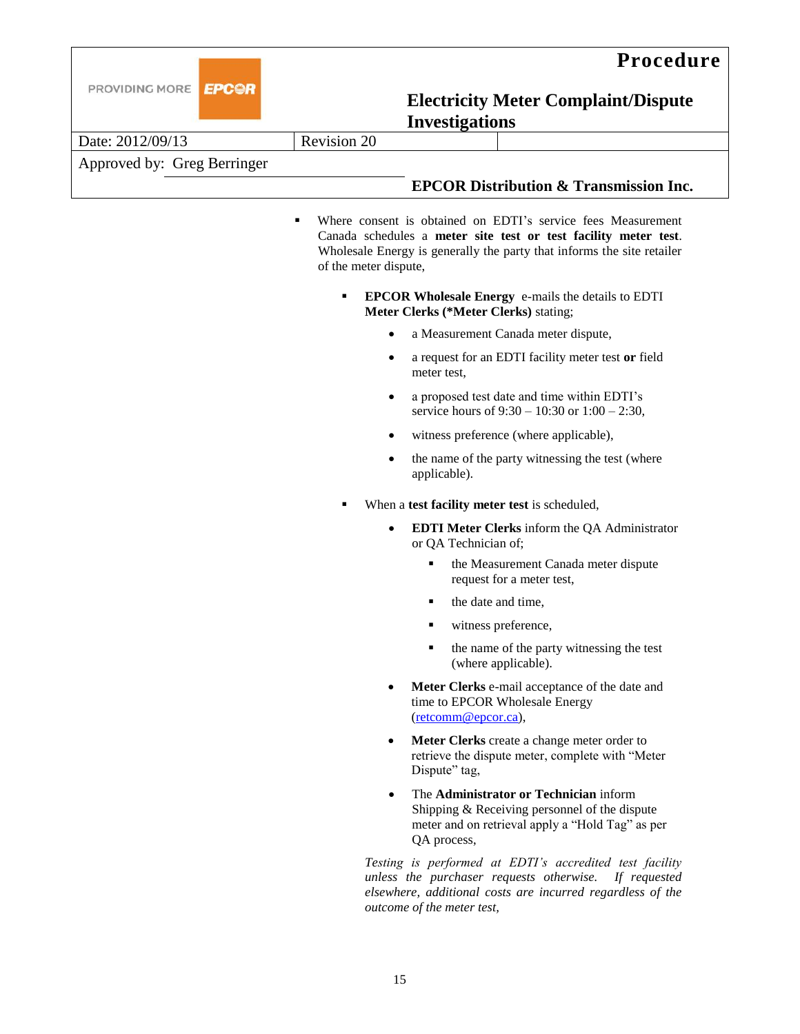- Where consent is obtained on EDTI's service fees Measurement Canada schedules a **meter site test or test facility meter test**. Wholesale Energy is generally the party that informs the site retailer of the meter dispute,

    - **EPCOR Wholesale Energy** e-mails the details to EDTI **Meter Clerks (*Meter Clerks)** stating;

        - a Measurement Canada meter dispute,
        - a request for an EDTI facility meter test **or** field meter test,
        - a proposed test date and time within EDTI's service hours of 9:30 – 10:30 or 1:00 – 2:30,
        - witness preference (where applicable),
        - the name of the party witnessing the test (where applicable).

    - When a **test facility meter test** is scheduled,

        - **EDTI Meter Clerks** inform the QA Administrator or QA Technician of;

            - the Measurement Canada meter dispute request for a meter test,
            - the date and time,
            - witness preference,
            - the name of the party witnessing the test (where applicable).

        - **Meter Clerks** e-mail acceptance of the date and time to EPCOR Wholesale Energy (retcomm@epcor.ca),
        - **Meter Clerks** create a change meter order to retrieve the dispute meter, complete with "Meter Dispute" tag,
        - The **Administrator or Technician** inform Shipping & Receiving personnel of the dispute meter and on retrieval apply a "Hold Tag" as per QA process,

    *Testing is performed at EDTI's accredited test facility unless the purchaser requests otherwise. If requested elsewhere, additional costs are incurred regardless of the outcome of the meter test,*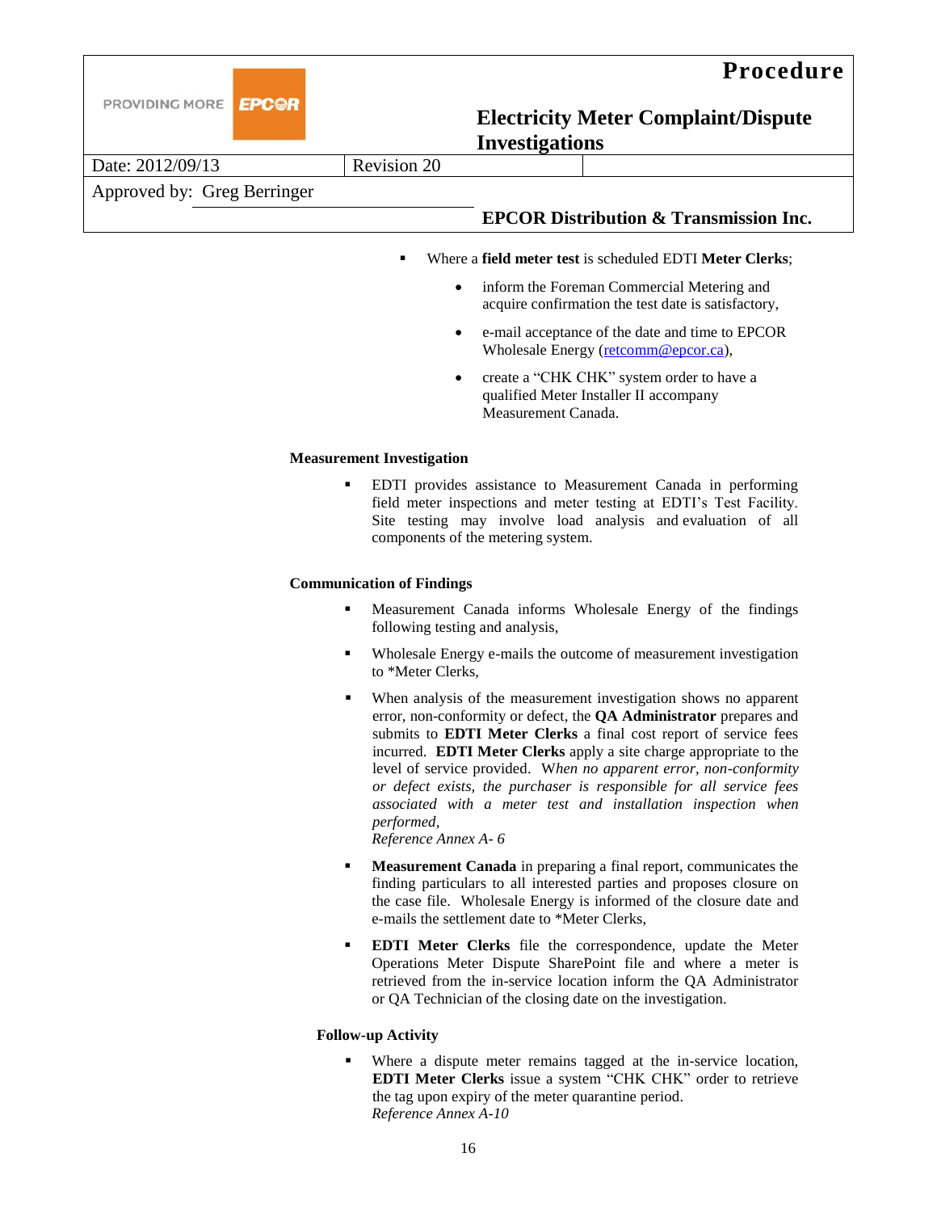- Where a **field meter test** is scheduled EDTI **Meter Clerks**;
  - inform the Foreman Commercial Metering and acquire confirmation the test date is satisfactory,
  - e-mail acceptance of the date and time to EPCOR Wholesale Energy (retcomm@epcor.ca),
  - create a "CHK CHK" system order to have a qualified Meter Installer II accompany Measurement Canada.

**Measurement Investigation**

- EDTI provides assistance to Measurement Canada in performing field meter inspections and meter testing at EDTI's Test Facility. Site testing may involve load analysis and evaluation of all components of the metering system.

**Communication of Findings**

- Measurement Canada informs Wholesale Energy of the findings following testing and analysis,
- Wholesale Energy e-mails the outcome of measurement investigation to *Meter Clerks,
- When analysis of the measurement investigation shows no apparent error, non-conformity or defect, the **QA Administrator** prepares and submits to **EDTI Meter Clerks** a final cost report of service fees incurred. **EDTI Meter Clerks** apply a site charge appropriate to the level of service provided. W*hen no apparent error, non-conformity or defect exists, the purchaser is responsible for all service fees associated with a meter test and installation inspection when performed,*
  *Reference Annex A- 6*
- **Measurement Canada** in preparing a final report, communicates the finding particulars to all interested parties and proposes closure on the case file. Wholesale Energy is informed of the closure date and e-mails the settlement date to *Meter Clerks,
- **EDTI Meter Clerks** file the correspondence, update the Meter Operations Meter Dispute SharePoint file and where a meter is retrieved from the in-service location inform the QA Administrator or QA Technician of the closing date on the investigation.

**Follow-up Activity**

- Where a dispute meter remains tagged at the in-service location, **EDTI Meter Clerks** issue a system "CHK CHK" order to retrieve the tag upon expiry of the meter quarantine period.
  *Reference Annex A-10*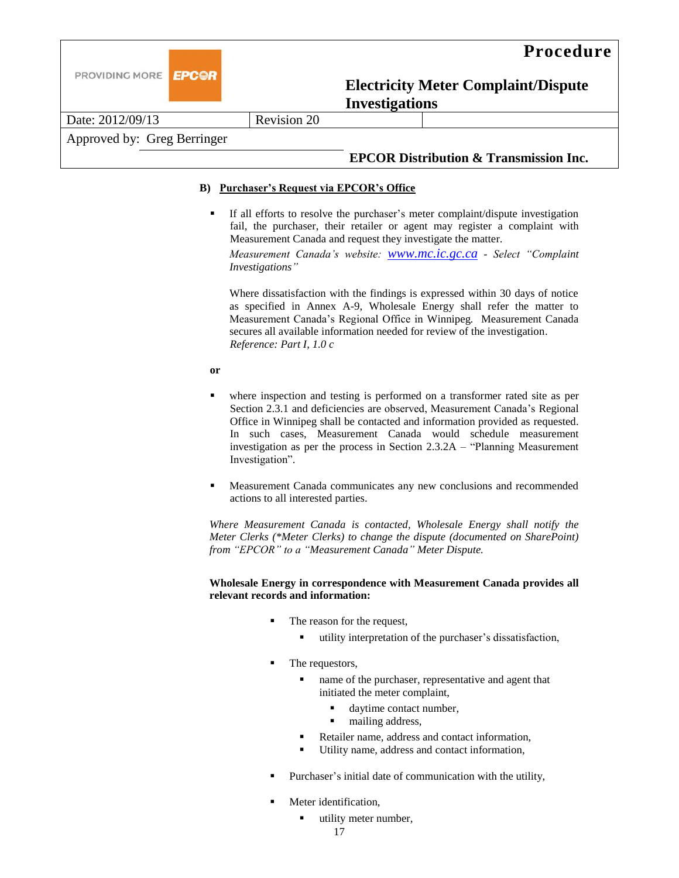**B) <u>Purchaser's Request via EPCOR's Office</u>**

- If all efforts to resolve the purchaser's meter complaint/dispute investigation fail, the purchaser, their retailer or agent may register a complaint with Measurement Canada and request they investigate the matter.

  *Measurement Canada's website: www.mc.ic.gc.ca - Select "Complaint Investigations"*

  Where dissatisfaction with the findings is expressed within 30 days of notice as specified in Annex A-9, Wholesale Energy shall refer the matter to Measurement Canada's Regional Office in Winnipeg. Measurement Canada secures all available information needed for review of the investigation.
  *Reference: Part I, 1.0 c*

**or**

- where inspection and testing is performed on a transformer rated site as per Section 2.3.1 and deficiencies are observed, Measurement Canada's Regional Office in Winnipeg shall be contacted and information provided as requested. In such cases, Measurement Canada would schedule measurement investigation as per the process in Section 2.3.2A – "Planning Measurement Investigation".

- Measurement Canada communicates any new conclusions and recommended actions to all interested parties.

*Where Measurement Canada is contacted, Wholesale Energy shall notify the Meter Clerks (*Meter Clerks) to change the dispute (documented on SharePoint) from "EPCOR" to a "Measurement Canada" Meter Dispute.*

**Wholesale Energy in correspondence with Measurement Canada provides all relevant records and information:**

- The reason for the request,
  - utility interpretation of the purchaser's dissatisfaction,
- The requestors,
  - name of the purchaser, representative and agent that initiated the meter complaint,
    - daytime contact number,
    - mailing address,
  - Retailer name, address and contact information,
  - Utility name, address and contact information,
- Purchaser's initial date of communication with the utility,
- Meter identification,
  - utility meter number,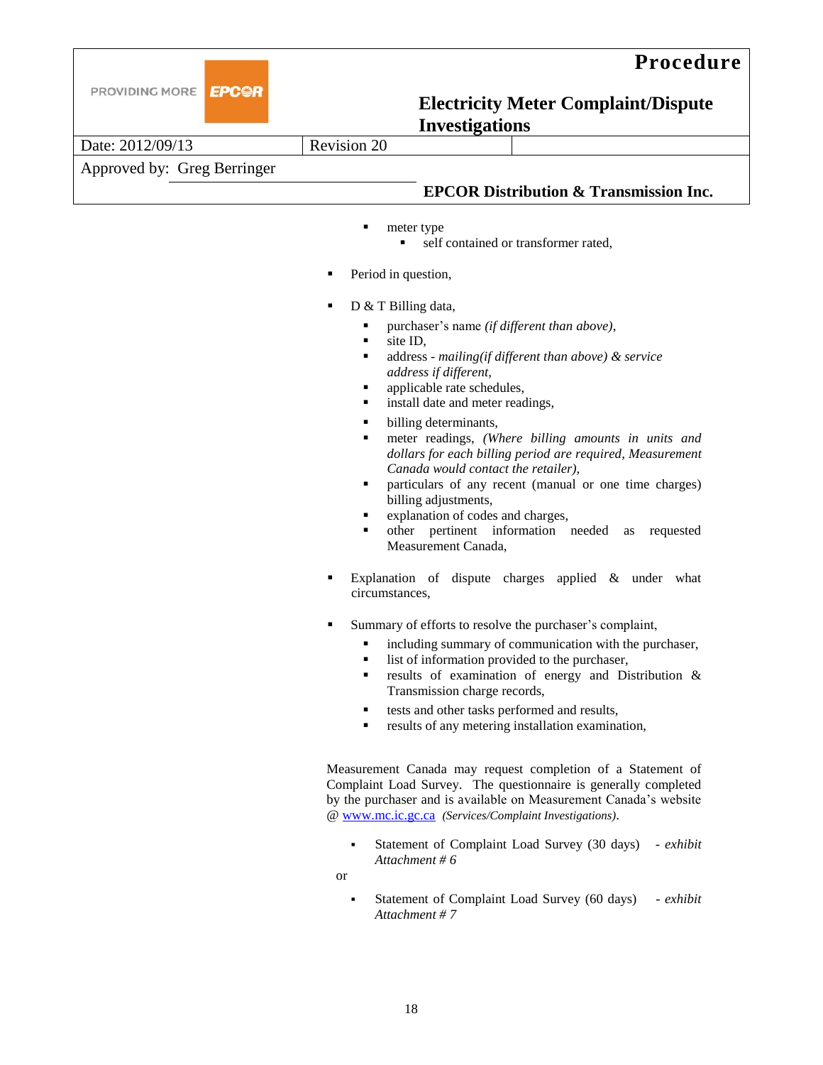- meter type
    - self contained or transformer rated,

- Period in question,

- D & T Billing data,
    - purchaser's name *(if different than above)*,
    - site ID,
    - address - *mailing(if different than above) & service address if different,*
    - applicable rate schedules,
    - install date and meter readings,
    - billing determinants,
    - meter readings, *(Where billing amounts in units and dollars for each billing period are required, Measurement Canada would contact the retailer),*
    - particulars of any recent (manual or one time charges) billing adjustments,
    - explanation of codes and charges,
    - other pertinent information needed as requested Measurement Canada,

- Explanation of dispute charges applied & under what circumstances,

- Summary of efforts to resolve the purchaser's complaint,
    - including summary of communication with the purchaser,
    - list of information provided to the purchaser,
    - results of examination of energy and Distribution & Transmission charge records,
    - tests and other tasks performed and results,
    - results of any metering installation examination,

Measurement Canada may request completion of a Statement of Complaint Load Survey. The questionnaire is generally completed by the purchaser and is available on Measurement Canada's website @ www.mc.ic.gc.ca *(Services/Complaint Investigations)*.

- Statement of Complaint Load Survey (30 days) *- exhibit Attachment # 6*

or

- Statement of Complaint Load Survey (60 days) *- exhibit Attachment # 7*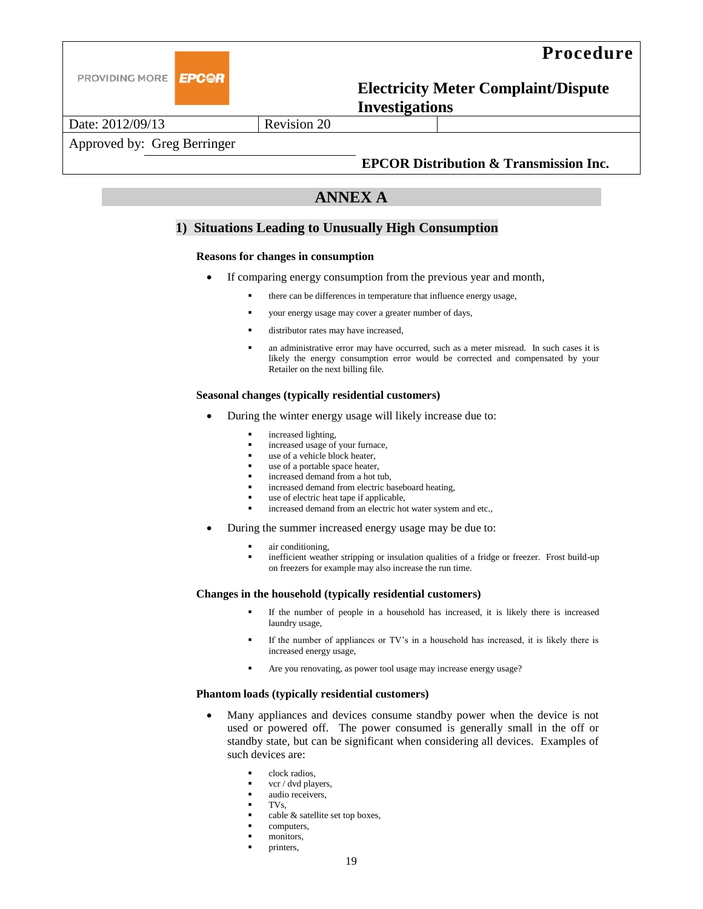# ANNEX A

## 1) Situations Leading to Unusually High Consumption

**Reasons for changes in consumption**

- If comparing energy consumption from the previous year and month,
  - there can be differences in temperature that influence energy usage,
  - your energy usage may cover a greater number of days,
  - distributor rates may have increased,
  - an administrative error may have occurred, such as a meter misread. In such cases it is likely the energy consumption error would be corrected and compensated by your Retailer on the next billing file.

**Seasonal changes (typically residential customers)**

- During the winter energy usage will likely increase due to:
  - increased lighting,
  - increased usage of your furnace,
  - use of a vehicle block heater,
  - use of a portable space heater,
  - increased demand from a hot tub,
  - increased demand from electric baseboard heating,
  - use of electric heat tape if applicable,
  - increased demand from an electric hot water system and etc.,
- During the summer increased energy usage may be due to:
  - air conditioning,
  - inefficient weather stripping or insulation qualities of a fridge or freezer. Frost build-up on freezers for example may also increase the run time.

**Changes in the household (typically residential customers)**

- If the number of people in a household has increased, it is likely there is increased laundry usage,
- If the number of appliances or TV's in a household has increased, it is likely there is increased energy usage,
- Are you renovating, as power tool usage may increase energy usage?

**Phantom loads (typically residential customers)**

- Many appliances and devices consume standby power when the device is not used or powered off. The power consumed is generally small in the off or standby state, but can be significant when considering all devices. Examples of such devices are:
  - clock radios,
  - vcr / dvd players,
  - audio receivers,
  - TVs,
  - cable & satellite set top boxes,
  - computers,
  - monitors,
  - printers,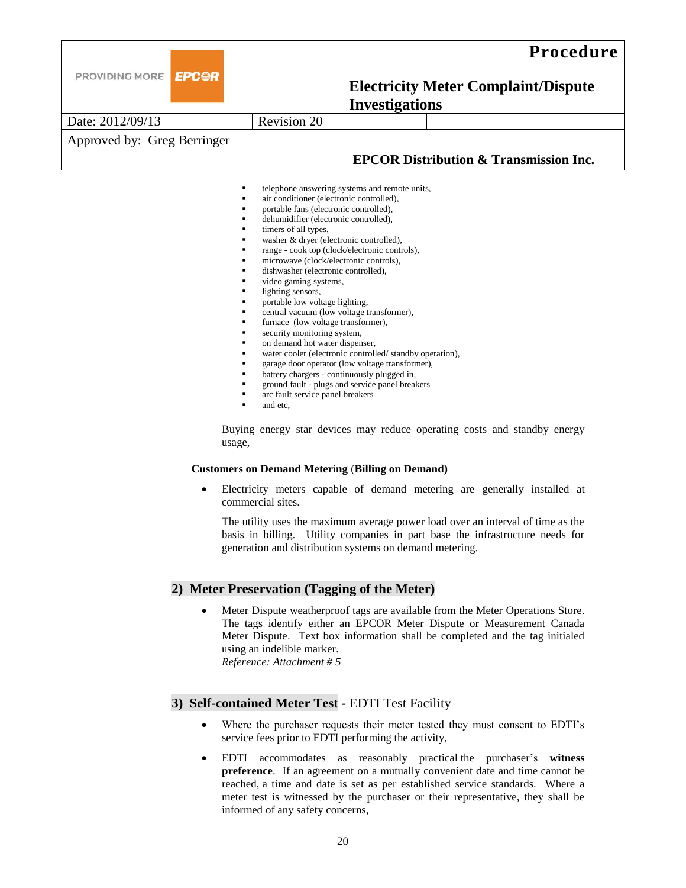- telephone answering systems and remote units,
- air conditioner (electronic controlled),
- portable fans (electronic controlled),
- dehumidifier (electronic controlled),
- timers of all types,
- washer & dryer (electronic controlled),
- range - cook top (clock/electronic controls),
- microwave (clock/electronic controls),
- dishwasher (electronic controlled),
- video gaming systems,
- lighting sensors,
- portable low voltage lighting,
- central vacuum (low voltage transformer),
- furnace (low voltage transformer),
- security monitoring system,
- on demand hot water dispenser,
- water cooler (electronic controlled/ standby operation),
- garage door operator (low voltage transformer),
- battery chargers - continuously plugged in,
- ground fault - plugs and service panel breakers
- arc fault service panel breakers
- and etc,

Buying energy star devices may reduce operating costs and standby energy usage,

**Customers on Demand Metering** (**Billing on Demand)**

- Electricity meters capable of demand metering are generally installed at commercial sites.

  The utility uses the maximum average power load over an interval of time as the basis in billing. Utility companies in part base the infrastructure needs for generation and distribution systems on demand metering.

## 2) Meter Preservation (Tagging of the Meter)

- Meter Dispute weatherproof tags are available from the Meter Operations Store. The tags identify either an EPCOR Meter Dispute or Measurement Canada Meter Dispute. Text box information shall be completed and the tag initialed using an indelible marker.
  *Reference: Attachment # 5*

## 3) Self-contained Meter Test - EDTI Test Facility

- Where the purchaser requests their meter tested they must consent to EDTI's service fees prior to EDTI performing the activity,
- EDTI accommodates as reasonably practical the purchaser's **witness preference**. If an agreement on a mutually convenient date and time cannot be reached, a time and date is set as per established service standards. Where a meter test is witnessed by the purchaser or their representative, they shall be informed of any safety concerns,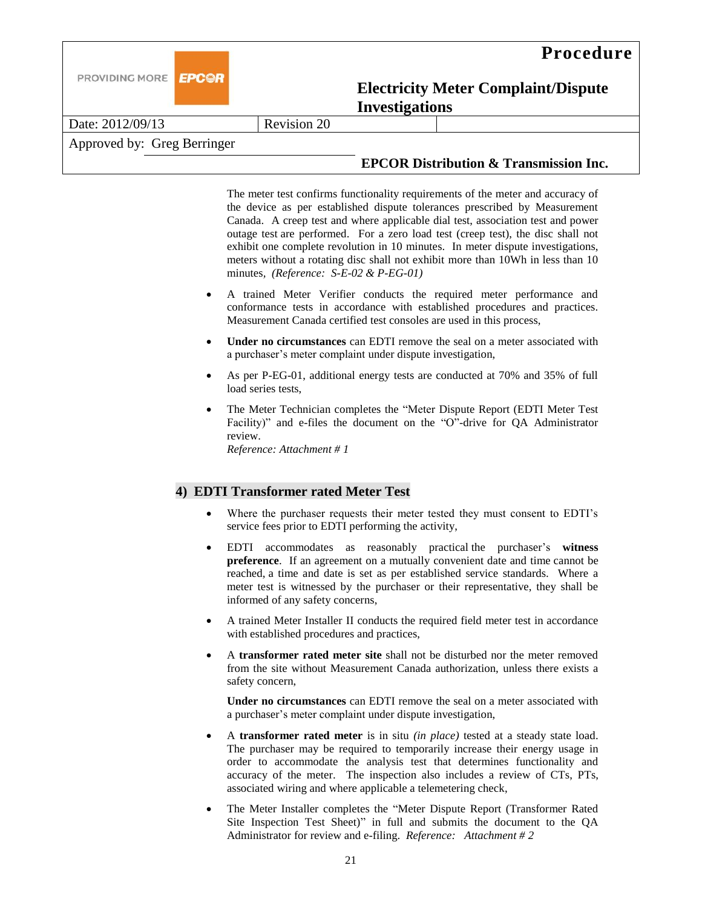The meter test confirms functionality requirements of the meter and accuracy of the device as per established dispute tolerances prescribed by Measurement Canada. A creep test and where applicable dial test, association test and power outage test are performed. For a zero load test (creep test), the disc shall not exhibit one complete revolution in 10 minutes. In meter dispute investigations, meters without a rotating disc shall not exhibit more than 10Wh in less than 10 minutes, *(Reference: S-E-02 & P-EG-01)*

- A trained Meter Verifier conducts the required meter performance and conformance tests in accordance with established procedures and practices. Measurement Canada certified test consoles are used in this process,
- **Under no circumstances** can EDTI remove the seal on a meter associated with a purchaser's meter complaint under dispute investigation,
- As per P-EG-01, additional energy tests are conducted at 70% and 35% of full load series tests,
- The Meter Technician completes the "Meter Dispute Report (EDTI Meter Test Facility)" and e-files the document on the "O"-drive for QA Administrator review.
  *Reference: Attachment # 1*

## 4) EDTI Transformer rated Meter Test

- Where the purchaser requests their meter tested they must consent to EDTI's service fees prior to EDTI performing the activity,
- EDTI accommodates as reasonably practical the purchaser's **witness preference**. If an agreement on a mutually convenient date and time cannot be reached, a time and date is set as per established service standards. Where a meter test is witnessed by the purchaser or their representative, they shall be informed of any safety concerns,
- A trained Meter Installer II conducts the required field meter test in accordance with established procedures and practices,
- A **transformer rated meter site** shall not be disturbed nor the meter removed from the site without Measurement Canada authorization, unless there exists a safety concern,

  **Under no circumstances** can EDTI remove the seal on a meter associated with a purchaser's meter complaint under dispute investigation,
- A **transformer rated meter** is in situ *(in place)* tested at a steady state load. The purchaser may be required to temporarily increase their energy usage in order to accommodate the analysis test that determines functionality and accuracy of the meter. The inspection also includes a review of CTs, PTs, associated wiring and where applicable a telemetering check,
- The Meter Installer completes the "Meter Dispute Report (Transformer Rated Site Inspection Test Sheet)" in full and submits the document to the QA Administrator for review and e-filing. *Reference: Attachment # 2*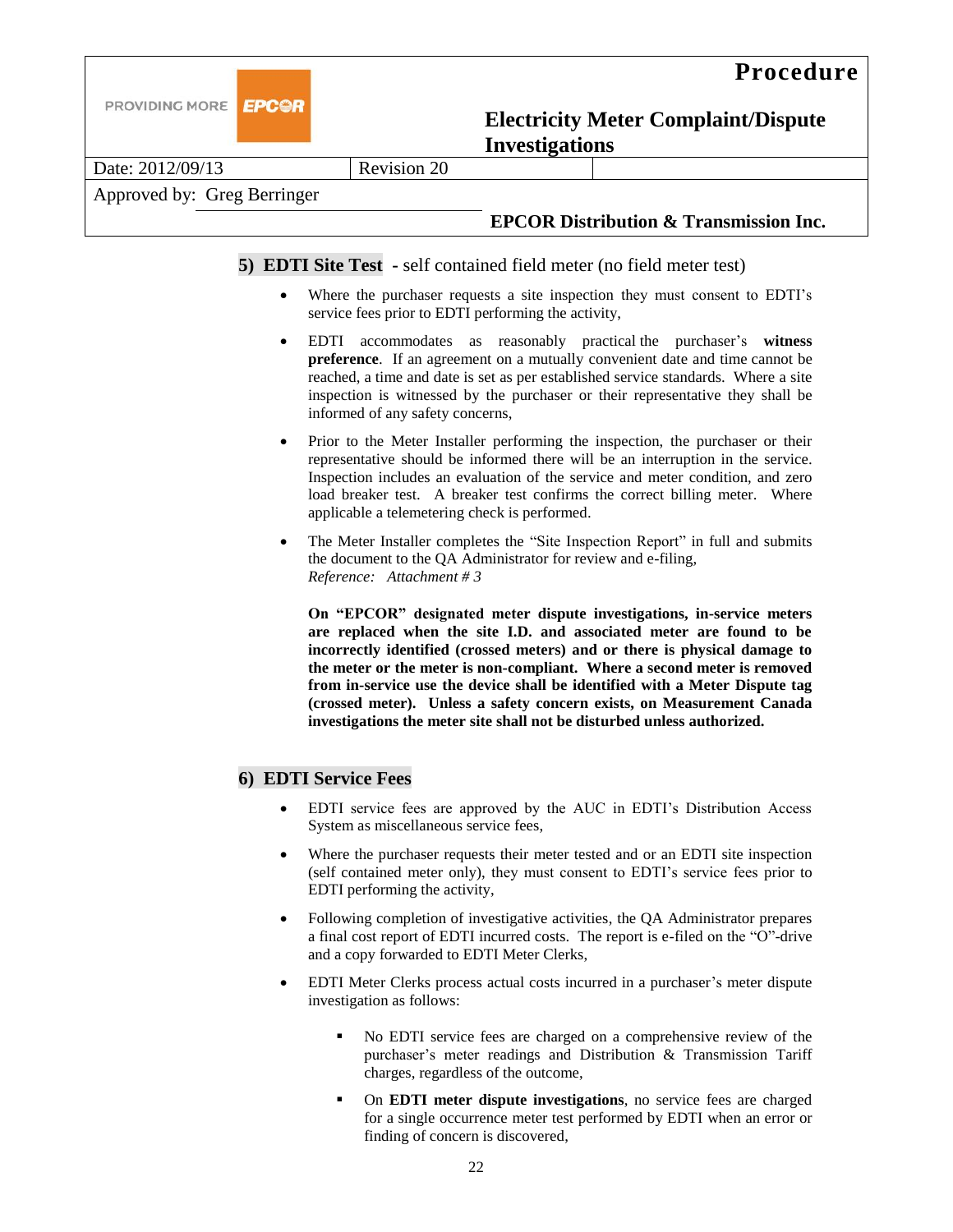## 5) EDTI Site Test - self contained field meter (no field meter test)

- Where the purchaser requests a site inspection they must consent to EDTI's service fees prior to EDTI performing the activity,
- EDTI accommodates as reasonably practical the purchaser's **witness preference**. If an agreement on a mutually convenient date and time cannot be reached, a time and date is set as per established service standards. Where a site inspection is witnessed by the purchaser or their representative they shall be informed of any safety concerns,
- Prior to the Meter Installer performing the inspection, the purchaser or their representative should be informed there will be an interruption in the service. Inspection includes an evaluation of the service and meter condition, and zero load breaker test. A breaker test confirms the correct billing meter. Where applicable a telemetering check is performed.
- The Meter Installer completes the "Site Inspection Report" in full and submits the document to the QA Administrator for review and e-filing,
  *Reference: Attachment # 3*

  **On "EPCOR" designated meter dispute investigations, in-service meters are replaced when the site I.D. and associated meter are found to be incorrectly identified (crossed meters) and or there is physical damage to the meter or the meter is non-compliant. Where a second meter is removed from in-service use the device shall be identified with a Meter Dispute tag (crossed meter). Unless a safety concern exists, on Measurement Canada investigations the meter site shall not be disturbed unless authorized.**

## 6) EDTI Service Fees

- EDTI service fees are approved by the AUC in EDTI's Distribution Access System as miscellaneous service fees,
- Where the purchaser requests their meter tested and or an EDTI site inspection (self contained meter only), they must consent to EDTI's service fees prior to EDTI performing the activity,
- Following completion of investigative activities, the QA Administrator prepares a final cost report of EDTI incurred costs. The report is e-filed on the "O"-drive and a copy forwarded to EDTI Meter Clerks,
- EDTI Meter Clerks process actual costs incurred in a purchaser's meter dispute investigation as follows:
  - No EDTI service fees are charged on a comprehensive review of the purchaser's meter readings and Distribution & Transmission Tariff charges, regardless of the outcome,
  - On **EDTI meter dispute investigations**, no service fees are charged for a single occurrence meter test performed by EDTI when an error or finding of concern is discovered,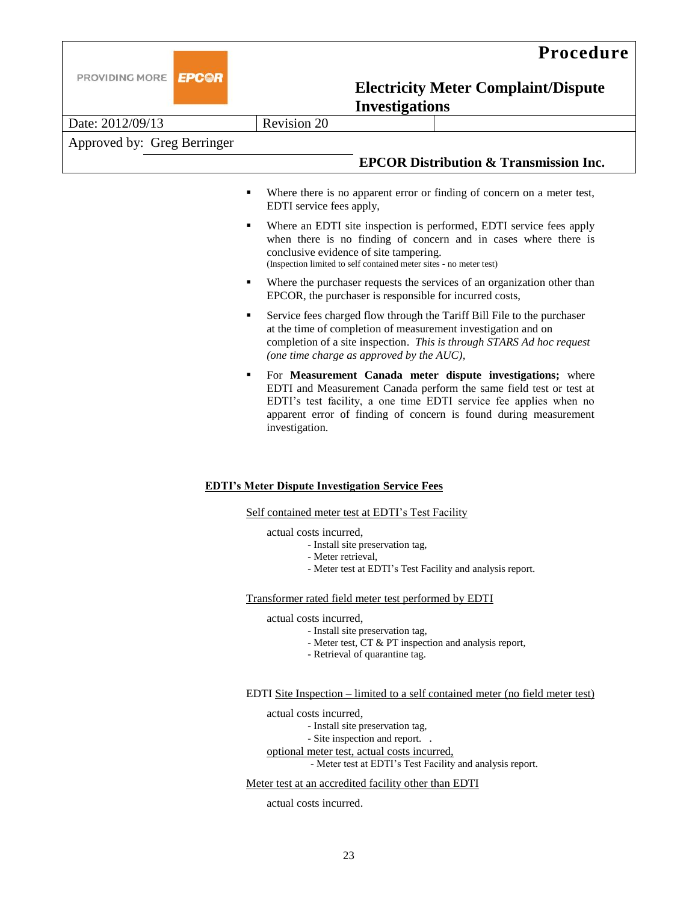- Where there is no apparent error or finding of concern on a meter test, EDTI service fees apply,
- Where an EDTI site inspection is performed, EDTI service fees apply when there is no finding of concern and in cases where there is conclusive evidence of site tampering.
  (Inspection limited to self contained meter sites - no meter test)
- Where the purchaser requests the services of an organization other than EPCOR, the purchaser is responsible for incurred costs,
- Service fees charged flow through the Tariff Bill File to the purchaser at the time of completion of measurement investigation and on completion of a site inspection. *This is through STARS Ad hoc request (one time charge as approved by the AUC),*
- For **Measurement Canada meter dispute investigations;** where EDTI and Measurement Canada perform the same field test or test at EDTI's test facility, a one time EDTI service fee applies when no apparent error of finding of concern is found during measurement investigation.

**EDTI's Meter Dispute Investigation Service Fees**

Self contained meter test at EDTI's Test Facility

actual costs incurred,
- Install site preservation tag,
- Meter retrieval,
- Meter test at EDTI's Test Facility and analysis report.

Transformer rated field meter test performed by EDTI

actual costs incurred,
- Install site preservation tag,
- Meter test, CT & PT inspection and analysis report,
- Retrieval of quarantine tag.

EDTI Site Inspection – limited to a self contained meter (no field meter test)

actual costs incurred,
- Install site preservation tag,
- Site inspection and report. .

optional meter test, actual costs incurred,
- Meter test at EDTI's Test Facility and analysis report.

Meter test at an accredited facility other than EDTI

actual costs incurred.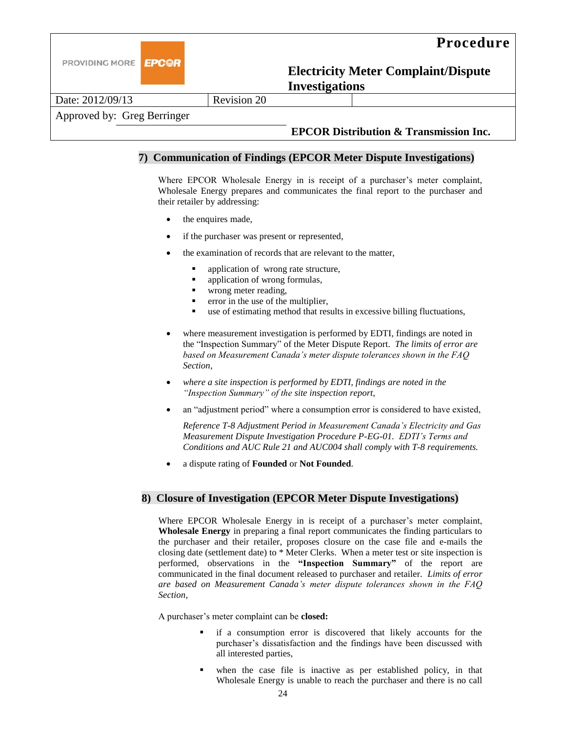## 7) Communication of Findings (EPCOR Meter Dispute Investigations)

Where EPCOR Wholesale Energy in is receipt of a purchaser's meter complaint, Wholesale Energy prepares and communicates the final report to the purchaser and their retailer by addressing:

- the enquires made,
- if the purchaser was present or represented,
- the examination of records that are relevant to the matter,
  - application of wrong rate structure,
  - application of wrong formulas,
  - wrong meter reading,
  - error in the use of the multiplier,
  - use of estimating method that results in excessive billing fluctuations,
- where measurement investigation is performed by EDTI, findings are noted in the "Inspection Summary" of the Meter Dispute Report. *The limits of error are based on Measurement Canada's meter dispute tolerances shown in the FAQ Section*,
- *where a site inspection is performed by EDTI, findings are noted in the "Inspection Summary" of the site inspection report*,
- an "adjustment period" where a consumption error is considered to have existed,

  *Reference T-8 Adjustment Period in Measurement Canada's Electricity and Gas Measurement Dispute Investigation Procedure P-EG-01. EDTI's Terms and Conditions and AUC Rule 21 and AUC004 shall comply with T-8 requirements.*

- a dispute rating of **Founded** or **Not Founded**.

## 8) Closure of Investigation (EPCOR Meter Dispute Investigations)

Where EPCOR Wholesale Energy in is receipt of a purchaser's meter complaint, **Wholesale Energy** in preparing a final report communicates the finding particulars to the purchaser and their retailer, proposes closure on the case file and e-mails the closing date (settlement date) to * Meter Clerks. When a meter test or site inspection is performed, observations in the **"Inspection Summary"** of the report are communicated in the final document released to purchaser and retailer. *Limits of error are based on Measurement Canada's meter dispute tolerances shown in the FAQ Section,*

A purchaser's meter complaint can be **closed:**

- if a consumption error is discovered that likely accounts for the purchaser's dissatisfaction and the findings have been discussed with all interested parties,
- when the case file is inactive as per established policy, in that Wholesale Energy is unable to reach the purchaser and there is no call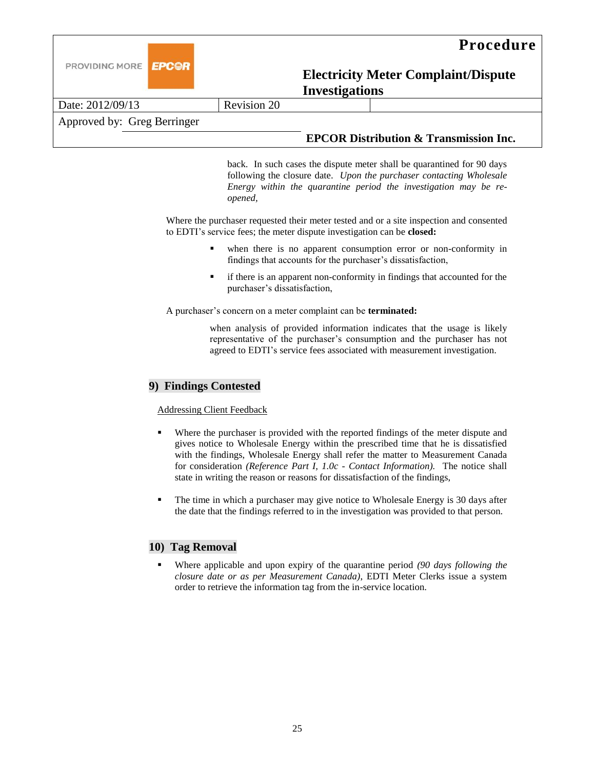back. In such cases the dispute meter shall be quarantined for 90 days following the closure date. *Upon the purchaser contacting Wholesale Energy within the quarantine period the investigation may be re-opened,*

Where the purchaser requested their meter tested and or a site inspection and consented to EDTI's service fees; the meter dispute investigation can be **closed:**

- when there is no apparent consumption error or non-conformity in findings that accounts for the purchaser's dissatisfaction,
- if there is an apparent non-conformity in findings that accounted for the purchaser's dissatisfaction,

A purchaser's concern on a meter complaint can be **terminated:**

when analysis of provided information indicates that the usage is likely representative of the purchaser's consumption and the purchaser has not agreed to EDTI's service fees associated with measurement investigation.

## 9) Findings Contested

Addressing Client Feedback

- Where the purchaser is provided with the reported findings of the meter dispute and gives notice to Wholesale Energy within the prescribed time that he is dissatisfied with the findings, Wholesale Energy shall refer the matter to Measurement Canada for consideration *(Reference Part I, 1.0c - Contact Information).* The notice shall state in writing the reason or reasons for dissatisfaction of the findings,
- The time in which a purchaser may give notice to Wholesale Energy is 30 days after the date that the findings referred to in the investigation was provided to that person.

## 10) Tag Removal

- Where applicable and upon expiry of the quarantine period *(90 days following the closure date or as per Measurement Canada),* EDTI Meter Clerks issue a system order to retrieve the information tag from the in-service location.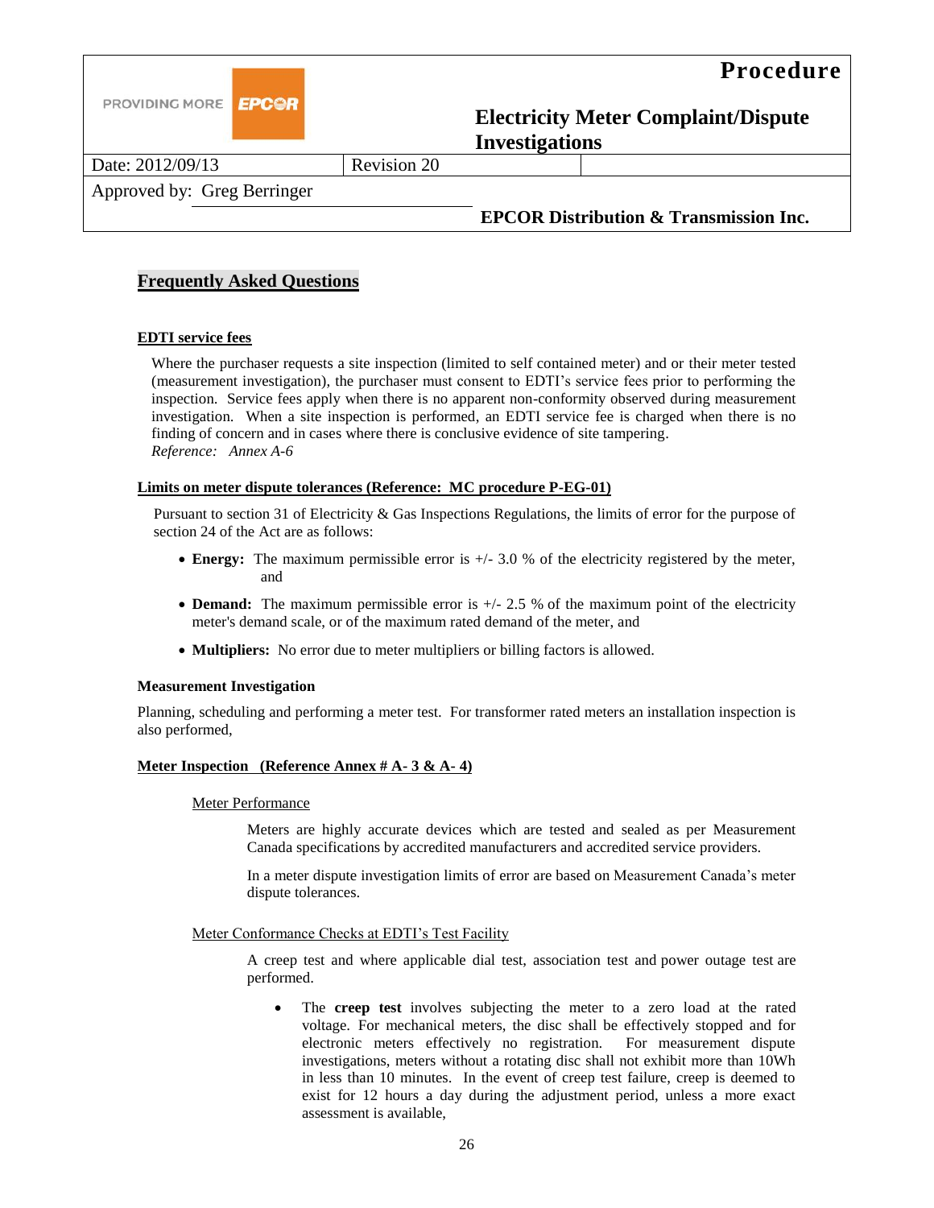## Frequently Asked Questions

### EDTI service fees

Where the purchaser requests a site inspection (limited to self contained meter) and or their meter tested (measurement investigation), the purchaser must consent to EDTI's service fees prior to performing the inspection. Service fees apply when there is no apparent non-conformity observed during measurement investigation. When a site inspection is performed, an EDTI service fee is charged when there is no finding of concern and in cases where there is conclusive evidence of site tampering.
*Reference: Annex A-6*

### Limits on meter dispute tolerances (Reference: MC procedure P-EG-01)

Pursuant to section 31 of Electricity & Gas Inspections Regulations, the limits of error for the purpose of section 24 of the Act are as follows:

- **Energy:** The maximum permissible error is +/- 3.0 % of the electricity registered by the meter, and
- **Demand:** The maximum permissible error is +/- 2.5 % of the maximum point of the electricity meter's demand scale, or of the maximum rated demand of the meter, and
- **Multipliers:** No error due to meter multipliers or billing factors is allowed.

### Measurement Investigation

Planning, scheduling and performing a meter test. For transformer rated meters an installation inspection is also performed,

### Meter Inspection (Reference Annex # A- 3 & A- 4)

#### Meter Performance

Meters are highly accurate devices which are tested and sealed as per Measurement Canada specifications by accredited manufacturers and accredited service providers.

In a meter dispute investigation limits of error are based on Measurement Canada's meter dispute tolerances.

#### Meter Conformance Checks at EDTI's Test Facility

A creep test and where applicable dial test, association test and power outage test are performed.

- The **creep test** involves subjecting the meter to a zero load at the rated voltage. For mechanical meters, the disc shall be effectively stopped and for electronic meters effectively no registration. For measurement dispute investigations, meters without a rotating disc shall not exhibit more than 10Wh in less than 10 minutes. In the event of creep test failure, creep is deemed to exist for 12 hours a day during the adjustment period, unless a more exact assessment is available,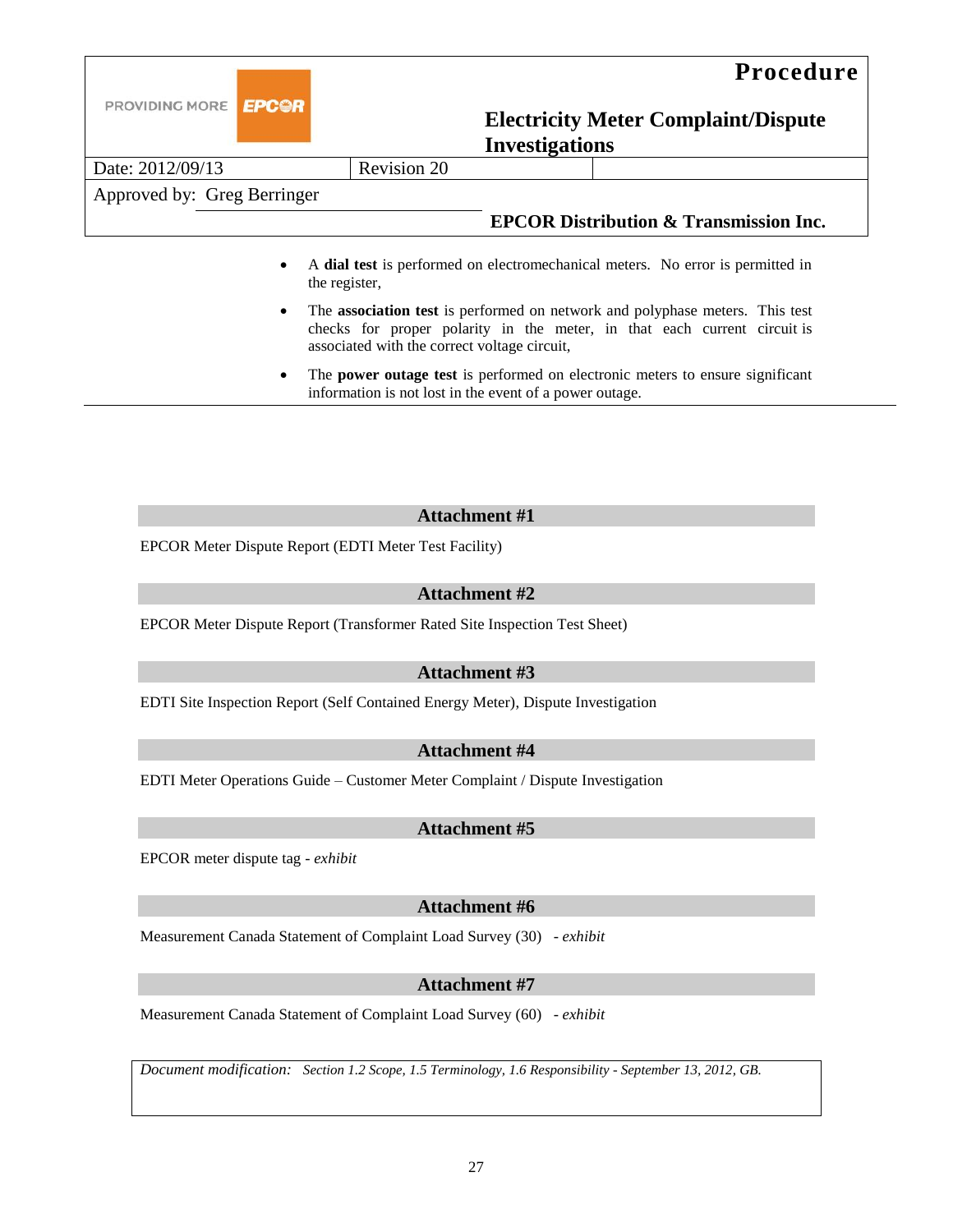- A **dial test** is performed on electromechanical meters. No error is permitted in the register,
- The **association test** is performed on network and polyphase meters. This test checks for proper polarity in the meter, in that each current circuit is associated with the correct voltage circuit,
- The **power outage test** is performed on electronic meters to ensure significant information is not lost in the event of a power outage.

## Attachment #1

EPCOR Meter Dispute Report (EDTI Meter Test Facility)

## Attachment #2

EPCOR Meter Dispute Report (Transformer Rated Site Inspection Test Sheet)

## Attachment #3

EDTI Site Inspection Report (Self Contained Energy Meter), Dispute Investigation

## Attachment #4

EDTI Meter Operations Guide – Customer Meter Complaint / Dispute Investigation

## Attachment #5

EPCOR meter dispute tag - *exhibit*

## Attachment #6

Measurement Canada Statement of Complaint Load Survey (30) - *exhibit*

## Attachment #7

Measurement Canada Statement of Complaint Load Survey (60) - *exhibit*

*Document modification: Section 1.2 Scope, 1.5 Terminology, 1.6 Responsibility - September 13, 2012, GB.*